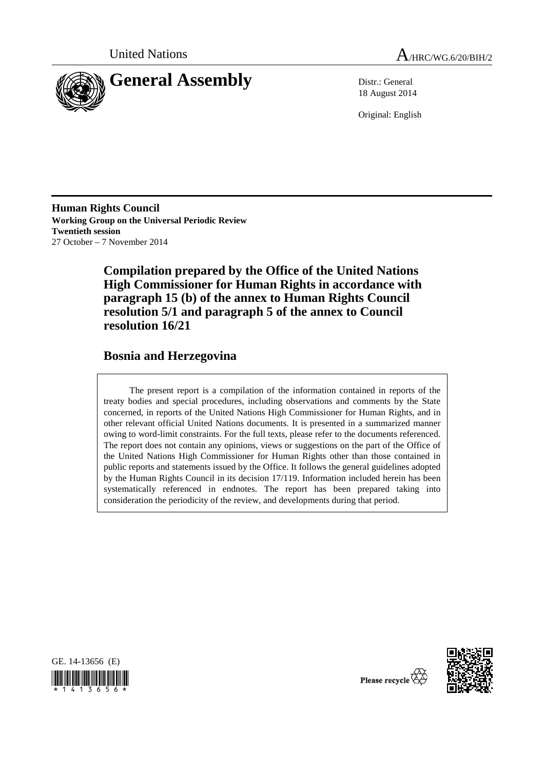United Nations

A/HRC/WG.6/20/BIH/2

# General Assembly

Distr.: General
18 August 2014

Original: English

**Human Rights Council**
**Working Group on the Universal Periodic Review**
**Twentieth session**
27 October – 7 November 2014

## Compilation prepared by the Office of the United Nations High Commissioner for Human Rights in accordance with paragraph 15 (b) of the annex to Human Rights Council resolution 5/1 and paragraph 5 of the annex to Council resolution 16/21

## Bosnia and Herzegovina

The present report is a compilation of the information contained in reports of the treaty bodies and special procedures, including observations and comments by the State concerned, in reports of the United Nations High Commissioner for Human Rights, and in other relevant official United Nations documents. It is presented in a summarized manner owing to word-limit constraints. For the full texts, please refer to the documents referenced. The report does not contain any opinions, views or suggestions on the part of the Office of the United Nations High Commissioner for Human Rights other than those contained in public reports and statements issued by the Office. It follows the general guidelines adopted by the Human Rights Council in its decision 17/119. Information included herein has been systematically referenced in endnotes. The report has been prepared taking into consideration the periodicity of the review, and developments during that period.

GE. 14-13656 (E)

Please recycle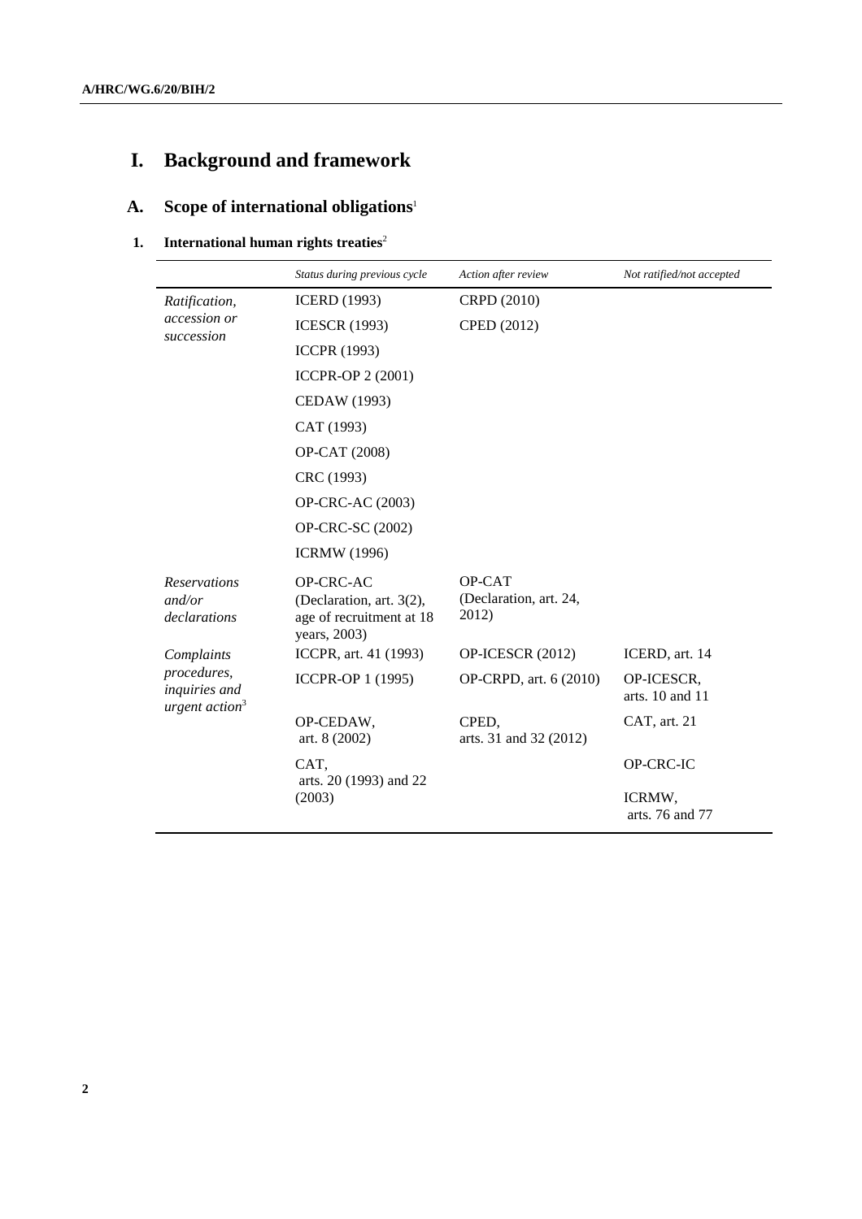# I. Background and framework

## A. Scope of international obligations[1]

### 1. International human rights treaties[2]

| | *Status during previous cycle* | *Action after review* | *Not ratified/not accepted* |
|---|---|---|---|
| *Ratification, accession or succession* | ICERD (1993) | CRPD (2010) | |
| | ICESCR (1993) | CPED (2012) | |
| | ICCPR (1993) | | |
| | ICCPR-OP 2 (2001) | | |
| | CEDAW (1993) | | |
| | CAT (1993) | | |
| | OP-CAT (2008) | | |
| | CRC (1993) | | |
| | OP-CRC-AC (2003) | | |
| | OP-CRC-SC (2002) | | |
| | ICRMW (1996) | | |
| *Reservations and/or declarations* | OP-CRC-AC (Declaration, art. 3(2), age of recruitment at 18 years, 2003) | OP-CAT (Declaration, art. 24, 2012) | |
| *Complaints procedures, inquiries and urgent action*[3] | ICCPR, art. 41 (1993) | OP-ICESCR (2012) | ICERD, art. 14 |
| | ICCPR-OP 1 (1995) | OP-CRPD, art. 6 (2010) | OP-ICESCR, arts. 10 and 11 |
| | OP-CEDAW, art. 8 (2002) | CPED, arts. 31 and 32 (2012) | CAT, art. 21 |
| | CAT, arts. 20 (1993) and 22 (2003) | | OP-CRC-IC |
| | | | ICRMW, arts. 76 and 77 |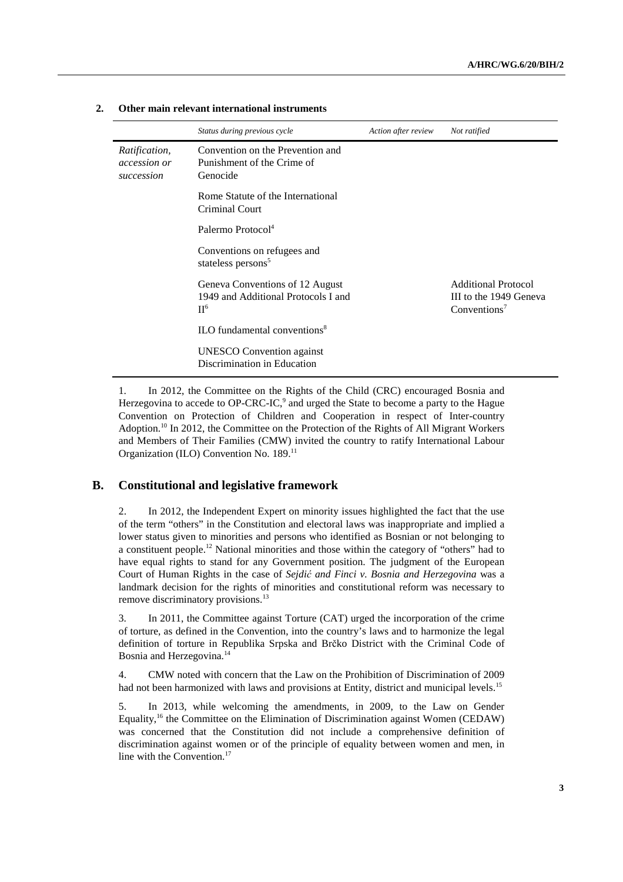## 2. Other main relevant international instruments

| | *Status during previous cycle* | *Action after review* | *Not ratified* |
|---|---|---|---|
| *Ratification, accession or succession* | Convention on the Prevention and Punishment of the Crime of Genocide | | |
| | Rome Statute of the International Criminal Court | | |
| | Palermo Protocol[4] | | |
| | Conventions on refugees and stateless persons[5] | | |
| | Geneva Conventions of 12 August 1949 and Additional Protocols I and II[6] | | Additional Protocol III to the 1949 Geneva Conventions[7] |
| | ILO fundamental conventions[8] | | |
| | UNESCO Convention against Discrimination in Education | | |

1. In 2012, the Committee on the Rights of the Child (CRC) encouraged Bosnia and Herzegovina to accede to OP-CRC-IC,[9] and urged the State to become a party to the Hague Convention on Protection of Children and Cooperation in respect of Inter-country Adoption.[10] In 2012, the Committee on the Protection of the Rights of All Migrant Workers and Members of Their Families (CMW) invited the country to ratify International Labour Organization (ILO) Convention No. 189.[11]

## B. Constitutional and legislative framework

2. In 2012, the Independent Expert on minority issues highlighted the fact that the use of the term "others" in the Constitution and electoral laws was inappropriate and implied a lower status given to minorities and persons who identified as Bosnian or not belonging to a constituent people.[12] National minorities and those within the category of "others" had to have equal rights to stand for any Government position. The judgment of the European Court of Human Rights in the case of *Sejdić and Finci v. Bosnia and Herzegovina* was a landmark decision for the rights of minorities and constitutional reform was necessary to remove discriminatory provisions.[13]

3. In 2011, the Committee against Torture (CAT) urged the incorporation of the crime of torture, as defined in the Convention, into the country's laws and to harmonize the legal definition of torture in Republika Srpska and Brčko District with the Criminal Code of Bosnia and Herzegovina.[14]

4. CMW noted with concern that the Law on the Prohibition of Discrimination of 2009 had not been harmonized with laws and provisions at Entity, district and municipal levels.[15]

5. In 2013, while welcoming the amendments, in 2009, to the Law on Gender Equality,[16] the Committee on the Elimination of Discrimination against Women (CEDAW) was concerned that the Constitution did not include a comprehensive definition of discrimination against women or of the principle of equality between women and men, in line with the Convention.[17]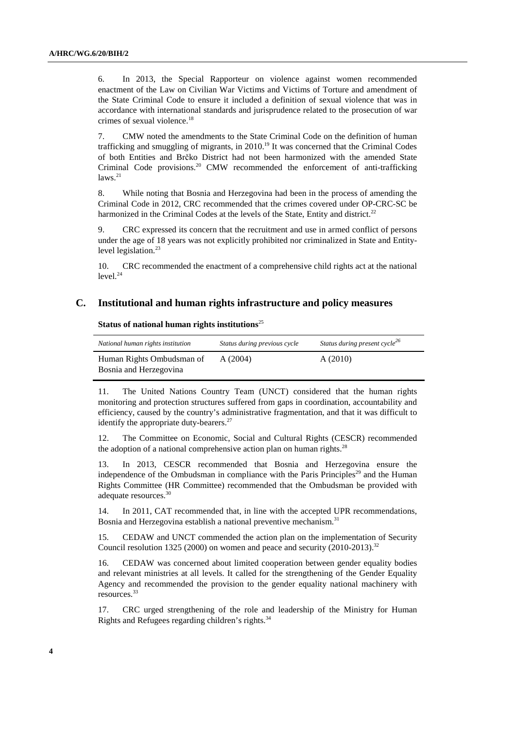6. In 2013, the Special Rapporteur on violence against women recommended enactment of the Law on Civilian War Victims and Victims of Torture and amendment of the State Criminal Code to ensure it included a definition of sexual violence that was in accordance with international standards and jurisprudence related to the prosecution of war crimes of sexual violence.[18]

7. CMW noted the amendments to the State Criminal Code on the definition of human trafficking and smuggling of migrants, in 2010.[19] It was concerned that the Criminal Codes of both Entities and Brčko District had not been harmonized with the amended State Criminal Code provisions.[20] CMW recommended the enforcement of anti-trafficking laws.[21]

8. While noting that Bosnia and Herzegovina had been in the process of amending the Criminal Code in 2012, CRC recommended that the crimes covered under OP-CRC-SC be harmonized in the Criminal Codes at the levels of the State, Entity and district.[22]

9. CRC expressed its concern that the recruitment and use in armed conflict of persons under the age of 18 years was not explicitly prohibited nor criminalized in State and Entity-level legislation.[23]

10. CRC recommended the enactment of a comprehensive child rights act at the national level.[24]

## C. Institutional and human rights infrastructure and policy measures

**Status of national human rights institutions**[25]

| *National human rights institution* | *Status during previous cycle* | *Status during present cycle*[26] |
|---|---|---|
| Human Rights Ombudsman of Bosnia and Herzegovina | A (2004) | A (2010) |

11. The United Nations Country Team (UNCT) considered that the human rights monitoring and protection structures suffered from gaps in coordination, accountability and efficiency, caused by the country's administrative fragmentation, and that it was difficult to identify the appropriate duty-bearers.[27]

12. The Committee on Economic, Social and Cultural Rights (CESCR) recommended the adoption of a national comprehensive action plan on human rights.[28]

13. In 2013, CESCR recommended that Bosnia and Herzegovina ensure the independence of the Ombudsman in compliance with the Paris Principles[29] and the Human Rights Committee (HR Committee) recommended that the Ombudsman be provided with adequate resources.[30]

14. In 2011, CAT recommended that, in line with the accepted UPR recommendations, Bosnia and Herzegovina establish a national preventive mechanism.[31]

15. CEDAW and UNCT commended the action plan on the implementation of Security Council resolution 1325 (2000) on women and peace and security (2010-2013).[32]

16. CEDAW was concerned about limited cooperation between gender equality bodies and relevant ministries at all levels. It called for the strengthening of the Gender Equality Agency and recommended the provision to the gender equality national machinery with resources.[33]

17. CRC urged strengthening of the role and leadership of the Ministry for Human Rights and Refugees regarding children's rights.[34]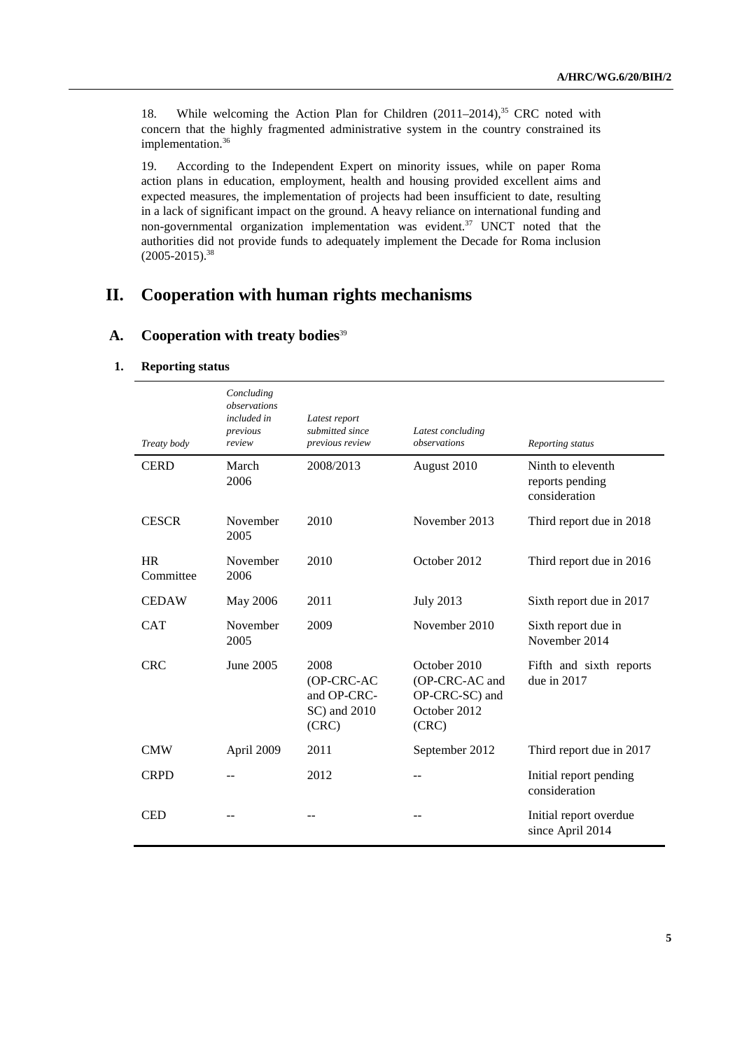18. While welcoming the Action Plan for Children (2011–2014),[35] CRC noted with concern that the highly fragmented administrative system in the country constrained its implementation.[36]

19. According to the Independent Expert on minority issues, while on paper Roma action plans in education, employment, health and housing provided excellent aims and expected measures, the implementation of projects had been insufficient to date, resulting in a lack of significant impact on the ground. A heavy reliance on international funding and non-governmental organization implementation was evident.[37] UNCT noted that the authorities did not provide funds to adequately implement the Decade for Roma inclusion (2005-2015).[38]

# II. Cooperation with human rights mechanisms

## A. Cooperation with treaty bodies[39]

### 1. Reporting status

| *Treaty body* | *Concluding observations included in previous review* | *Latest report submitted since previous review* | *Latest concluding observations* | *Reporting status* |
|---|---|---|---|---|
| CERD | March 2006 | 2008/2013 | August 2010 | Ninth to eleventh reports pending consideration |
| CESCR | November 2005 | 2010 | November 2013 | Third report due in 2018 |
| HR Committee | November 2006 | 2010 | October 2012 | Third report due in 2016 |
| CEDAW | May 2006 | 2011 | July 2013 | Sixth report due in 2017 |
| CAT | November 2005 | 2009 | November 2010 | Sixth report due in November 2014 |
| CRC | June 2005 | 2008 (OP-CRC-AC and OP-CRC-SC) and 2010 (CRC) | October 2010 (OP-CRC-AC and OP-CRC-SC) and October 2012 (CRC) | Fifth and sixth reports due in 2017 |
| CMW | April 2009 | 2011 | September 2012 | Third report due in 2017 |
| CRPD | -- | 2012 | -- | Initial report pending consideration |
| CED | -- | -- | -- | Initial report overdue since April 2014 |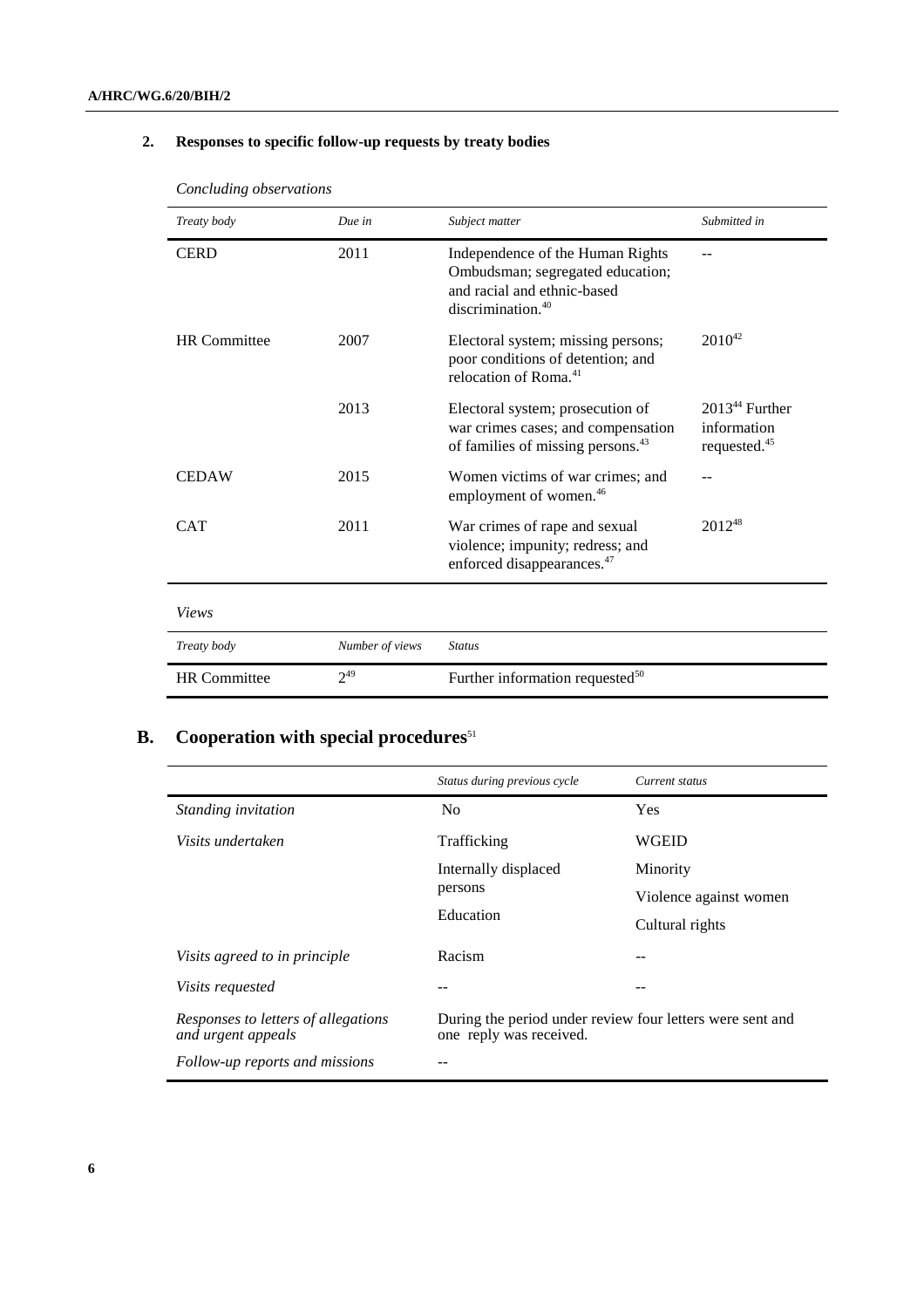### 2. Responses to specific follow-up requests by treaty bodies

*Concluding observations*

| *Treaty body* | *Due in* | *Subject matter* | *Submitted in* |
|---|---|---|---|
| CERD | 2011 | Independence of the Human Rights Ombudsman; segregated education; and racial and ethnic-based discrimination.[40] | -- |
| HR Committee | 2007 | Electoral system; missing persons; poor conditions of detention; and relocation of Roma.[41] | 2010[42] |
| | 2013 | Electoral system; prosecution of war crimes cases; and compensation of families of missing persons.[43] | 2013[44] Further information requested.[45] |
| CEDAW | 2015 | Women victims of war crimes; and employment of women.[46] | -- |
| CAT | 2011 | War crimes of rape and sexual violence; impunity; redress; and enforced disappearances.[47] | 2012[48] |

*Views*

| *Treaty body* | *Number of views* | *Status* |
|---|---|---|
| HR Committee | 2[49] | Further information requested[50] |

## B. Cooperation with special procedures[51]

| | *Status during previous cycle* | *Current status* |
|---|---|---|
| *Standing invitation* | No | Yes |
| *Visits undertaken* | Trafficking<br>Internally displaced persons<br>Education | WGEID<br>Minority<br>Violence against women<br>Cultural rights |
| *Visits agreed to in principle* | Racism | -- |
| *Visits requested* | -- | -- |
| *Responses to letters of allegations and urgent appeals* | During the period under review four letters were sent and one reply was received. | |
| *Follow-up reports and missions* | -- | |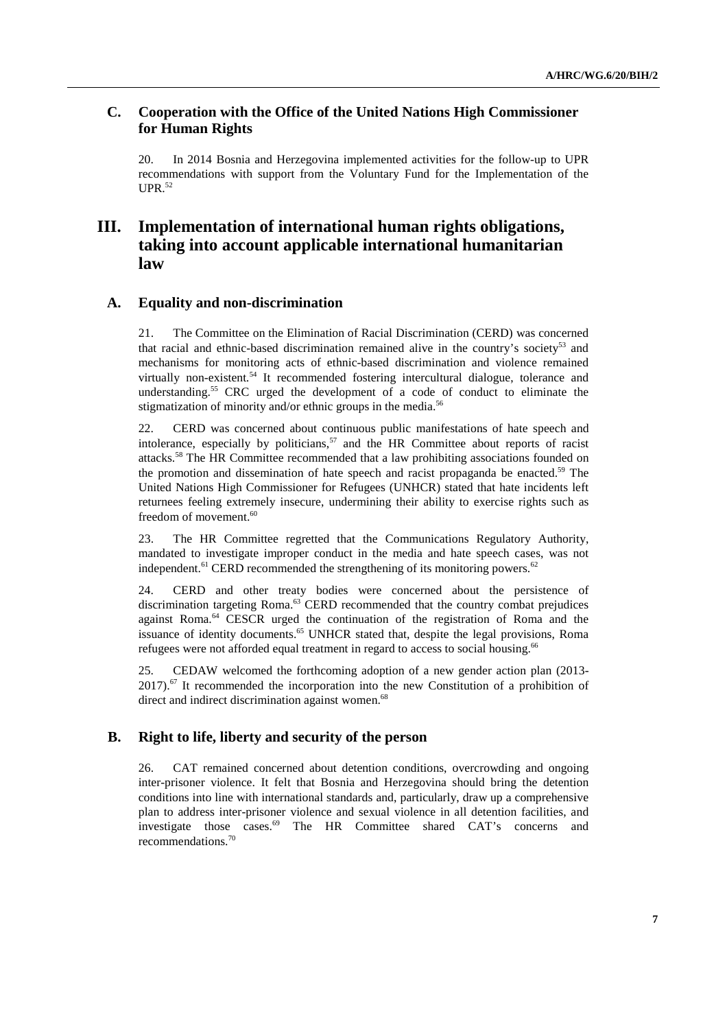## C. Cooperation with the Office of the United Nations High Commissioner for Human Rights

20. In 2014 Bosnia and Herzegovina implemented activities for the follow-up to UPR recommendations with support from the Voluntary Fund for the Implementation of the UPR.[52]

# III. Implementation of international human rights obligations, taking into account applicable international humanitarian law

## A. Equality and non-discrimination

21. The Committee on the Elimination of Racial Discrimination (CERD) was concerned that racial and ethnic-based discrimination remained alive in the country's society[53] and mechanisms for monitoring acts of ethnic-based discrimination and violence remained virtually non-existent.[54] It recommended fostering intercultural dialogue, tolerance and understanding.[55] CRC urged the development of a code of conduct to eliminate the stigmatization of minority and/or ethnic groups in the media.[56]

22. CERD was concerned about continuous public manifestations of hate speech and intolerance, especially by politicians,[57] and the HR Committee about reports of racist attacks.[58] The HR Committee recommended that a law prohibiting associations founded on the promotion and dissemination of hate speech and racist propaganda be enacted.[59] The United Nations High Commissioner for Refugees (UNHCR) stated that hate incidents left returnees feeling extremely insecure, undermining their ability to exercise rights such as freedom of movement.[60]

23. The HR Committee regretted that the Communications Regulatory Authority, mandated to investigate improper conduct in the media and hate speech cases, was not independent.[61] CERD recommended the strengthening of its monitoring powers.[62]

24. CERD and other treaty bodies were concerned about the persistence of discrimination targeting Roma.[63] CERD recommended that the country combat prejudices against Roma.[64] CESCR urged the continuation of the registration of Roma and the issuance of identity documents.[65] UNHCR stated that, despite the legal provisions, Roma refugees were not afforded equal treatment in regard to access to social housing.[66]

25. CEDAW welcomed the forthcoming adoption of a new gender action plan (2013-2017).[67] It recommended the incorporation into the new Constitution of a prohibition of direct and indirect discrimination against women.[68]

## B. Right to life, liberty and security of the person

26. CAT remained concerned about detention conditions, overcrowding and ongoing inter-prisoner violence. It felt that Bosnia and Herzegovina should bring the detention conditions into line with international standards and, particularly, draw up a comprehensive plan to address inter-prisoner violence and sexual violence in all detention facilities, and investigate those cases.[69] The HR Committee shared CAT's concerns and recommendations.[70]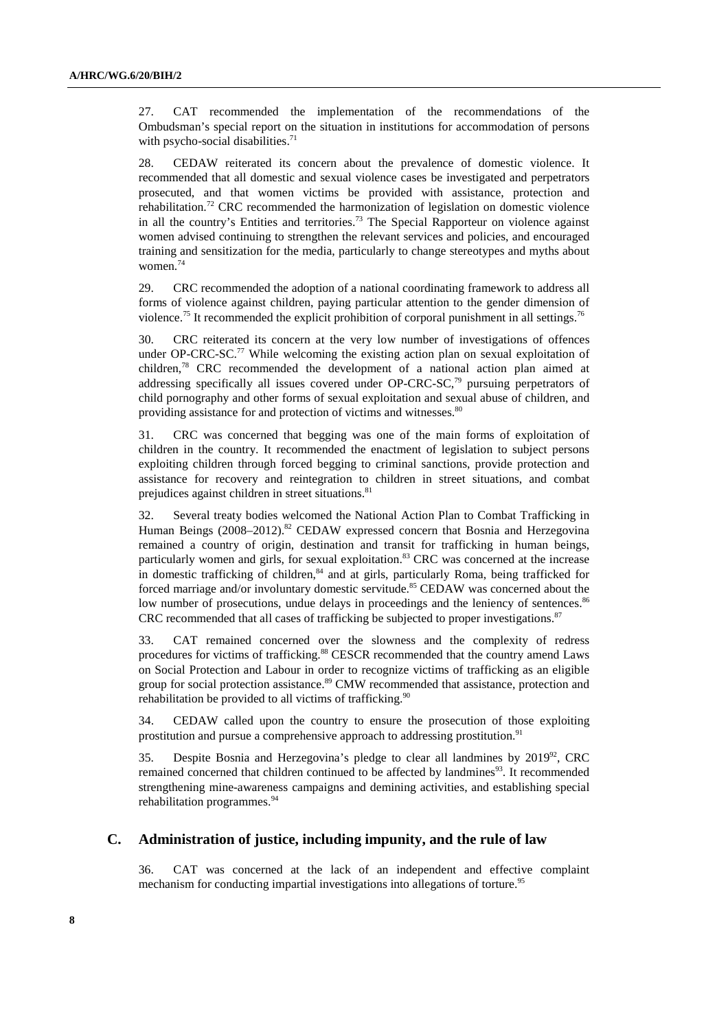27. CAT recommended the implementation of the recommendations of the Ombudsman's special report on the situation in institutions for accommodation of persons with psycho-social disabilities.[71]

28. CEDAW reiterated its concern about the prevalence of domestic violence. It recommended that all domestic and sexual violence cases be investigated and perpetrators prosecuted, and that women victims be provided with assistance, protection and rehabilitation.[72] CRC recommended the harmonization of legislation on domestic violence in all the country's Entities and territories.[73] The Special Rapporteur on violence against women advised continuing to strengthen the relevant services and policies, and encouraged training and sensitization for the media, particularly to change stereotypes and myths about women.[74]

29. CRC recommended the adoption of a national coordinating framework to address all forms of violence against children, paying particular attention to the gender dimension of violence.[75] It recommended the explicit prohibition of corporal punishment in all settings.[76]

30. CRC reiterated its concern at the very low number of investigations of offences under OP-CRC-SC.[77] While welcoming the existing action plan on sexual exploitation of children,[78] CRC recommended the development of a national action plan aimed at addressing specifically all issues covered under OP-CRC-SC,[79] pursuing perpetrators of child pornography and other forms of sexual exploitation and sexual abuse of children, and providing assistance for and protection of victims and witnesses.[80]

31. CRC was concerned that begging was one of the main forms of exploitation of children in the country. It recommended the enactment of legislation to subject persons exploiting children through forced begging to criminal sanctions, provide protection and assistance for recovery and reintegration to children in street situations, and combat prejudices against children in street situations.[81]

32. Several treaty bodies welcomed the National Action Plan to Combat Trafficking in Human Beings (2008–2012).[82] CEDAW expressed concern that Bosnia and Herzegovina remained a country of origin, destination and transit for trafficking in human beings, particularly women and girls, for sexual exploitation.[83] CRC was concerned at the increase in domestic trafficking of children,[84] and at girls, particularly Roma, being trafficked for forced marriage and/or involuntary domestic servitude.[85] CEDAW was concerned about the low number of prosecutions, undue delays in proceedings and the leniency of sentences.[86] CRC recommended that all cases of trafficking be subjected to proper investigations.[87]

33. CAT remained concerned over the slowness and the complexity of redress procedures for victims of trafficking.[88] CESCR recommended that the country amend Laws on Social Protection and Labour in order to recognize victims of trafficking as an eligible group for social protection assistance.[89] CMW recommended that assistance, protection and rehabilitation be provided to all victims of trafficking.[90]

34. CEDAW called upon the country to ensure the prosecution of those exploiting prostitution and pursue a comprehensive approach to addressing prostitution.[91]

35. Despite Bosnia and Herzegovina's pledge to clear all landmines by 2019[92], CRC remained concerned that children continued to be affected by landmines[93]. It recommended strengthening mine-awareness campaigns and demining activities, and establishing special rehabilitation programmes.[94]

## C. Administration of justice, including impunity, and the rule of law

36. CAT was concerned at the lack of an independent and effective complaint mechanism for conducting impartial investigations into allegations of torture.[95]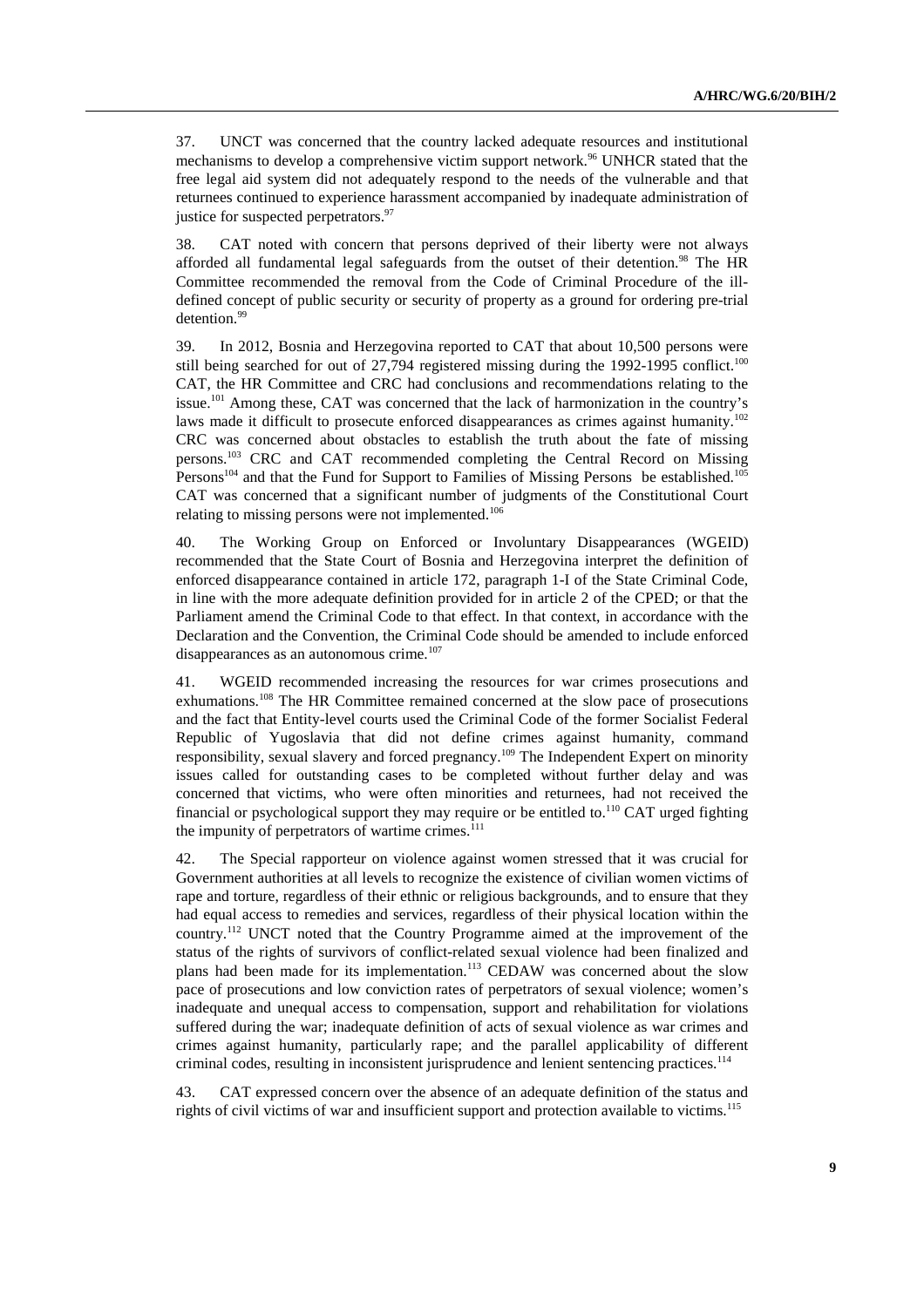37. UNCT was concerned that the country lacked adequate resources and institutional mechanisms to develop a comprehensive victim support network.[96] UNHCR stated that the free legal aid system did not adequately respond to the needs of the vulnerable and that returnees continued to experience harassment accompanied by inadequate administration of justice for suspected perpetrators.[97]

38. CAT noted with concern that persons deprived of their liberty were not always afforded all fundamental legal safeguards from the outset of their detention.[98] The HR Committee recommended the removal from the Code of Criminal Procedure of the ill-defined concept of public security or security of property as a ground for ordering pre-trial detention.[99]

39. In 2012, Bosnia and Herzegovina reported to CAT that about 10,500 persons were still being searched for out of 27,794 registered missing during the 1992-1995 conflict.[100] CAT, the HR Committee and CRC had conclusions and recommendations relating to the issue.[101] Among these, CAT was concerned that the lack of harmonization in the country's laws made it difficult to prosecute enforced disappearances as crimes against humanity.[102] CRC was concerned about obstacles to establish the truth about the fate of missing persons.[103] CRC and CAT recommended completing the Central Record on Missing Persons[104] and that the Fund for Support to Families of Missing Persons be established.[105] CAT was concerned that a significant number of judgments of the Constitutional Court relating to missing persons were not implemented.[106]

40. The Working Group on Enforced or Involuntary Disappearances (WGEID) recommended that the State Court of Bosnia and Herzegovina interpret the definition of enforced disappearance contained in article 172, paragraph 1-I of the State Criminal Code, in line with the more adequate definition provided for in article 2 of the CPED; or that the Parliament amend the Criminal Code to that effect. In that context, in accordance with the Declaration and the Convention, the Criminal Code should be amended to include enforced disappearances as an autonomous crime.[107]

41. WGEID recommended increasing the resources for war crimes prosecutions and exhumations.[108] The HR Committee remained concerned at the slow pace of prosecutions and the fact that Entity-level courts used the Criminal Code of the former Socialist Federal Republic of Yugoslavia that did not define crimes against humanity, command responsibility, sexual slavery and forced pregnancy.[109] The Independent Expert on minority issues called for outstanding cases to be completed without further delay and was concerned that victims, who were often minorities and returnees, had not received the financial or psychological support they may require or be entitled to.[110] CAT urged fighting the impunity of perpetrators of wartime crimes.[111]

42. The Special rapporteur on violence against women stressed that it was crucial for Government authorities at all levels to recognize the existence of civilian women victims of rape and torture, regardless of their ethnic or religious backgrounds, and to ensure that they had equal access to remedies and services, regardless of their physical location within the country.[112] UNCT noted that the Country Programme aimed at the improvement of the status of the rights of survivors of conflict-related sexual violence had been finalized and plans had been made for its implementation.[113] CEDAW was concerned about the slow pace of prosecutions and low conviction rates of perpetrators of sexual violence; women's inadequate and unequal access to compensation, support and rehabilitation for violations suffered during the war; inadequate definition of acts of sexual violence as war crimes and crimes against humanity, particularly rape; and the parallel applicability of different criminal codes, resulting in inconsistent jurisprudence and lenient sentencing practices.[114]

43. CAT expressed concern over the absence of an adequate definition of the status and rights of civil victims of war and insufficient support and protection available to victims.[115]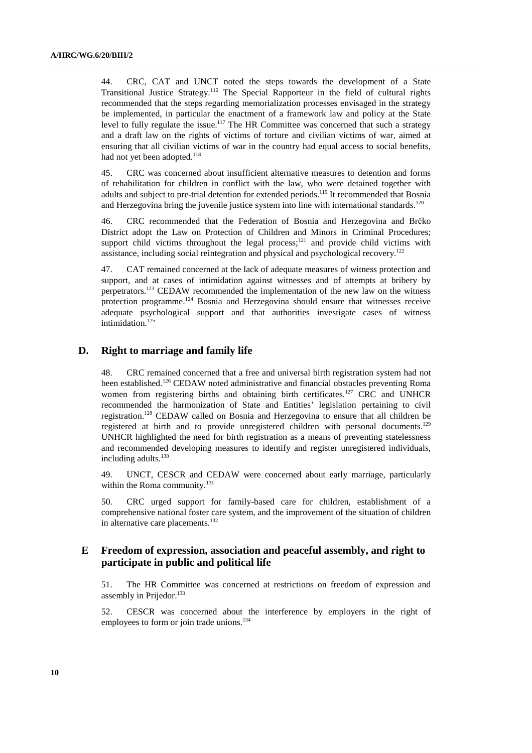44. CRC, CAT and UNCT noted the steps towards the development of a State Transitional Justice Strategy.[116] The Special Rapporteur in the field of cultural rights recommended that the steps regarding memorialization processes envisaged in the strategy be implemented, in particular the enactment of a framework law and policy at the State level to fully regulate the issue.[117] The HR Committee was concerned that such a strategy and a draft law on the rights of victims of torture and civilian victims of war, aimed at ensuring that all civilian victims of war in the country had equal access to social benefits, had not yet been adopted.[118]

45. CRC was concerned about insufficient alternative measures to detention and forms of rehabilitation for children in conflict with the law, who were detained together with adults and subject to pre-trial detention for extended periods.[119] It recommended that Bosnia and Herzegovina bring the juvenile justice system into line with international standards.[120]

46. CRC recommended that the Federation of Bosnia and Herzegovina and Brčko District adopt the Law on Protection of Children and Minors in Criminal Procedures; support child victims throughout the legal process;[121] and provide child victims with assistance, including social reintegration and physical and psychological recovery.[122]

47. CAT remained concerned at the lack of adequate measures of witness protection and support, and at cases of intimidation against witnesses and of attempts at bribery by perpetrators.[123] CEDAW recommended the implementation of the new law on the witness protection programme.[124] Bosnia and Herzegovina should ensure that witnesses receive adequate psychological support and that authorities investigate cases of witness intimidation.[125]

## D. Right to marriage and family life

48. CRC remained concerned that a free and universal birth registration system had not been established.[126] CEDAW noted administrative and financial obstacles preventing Roma women from registering births and obtaining birth certificates.[127] CRC and UNHCR recommended the harmonization of State and Entities' legislation pertaining to civil registration.[128] CEDAW called on Bosnia and Herzegovina to ensure that all children be registered at birth and to provide unregistered children with personal documents.[129] UNHCR highlighted the need for birth registration as a means of preventing statelessness and recommended developing measures to identify and register unregistered individuals, including adults.[130]

49. UNCT, CESCR and CEDAW were concerned about early marriage, particularly within the Roma community.[131]

50. CRC urged support for family-based care for children, establishment of a comprehensive national foster care system, and the improvement of the situation of children in alternative care placements.[132]

## E Freedom of expression, association and peaceful assembly, and right to participate in public and political life

51. The HR Committee was concerned at restrictions on freedom of expression and assembly in Prijedor.[133]

52. CESCR was concerned about the interference by employers in the right of employees to form or join trade unions.[134]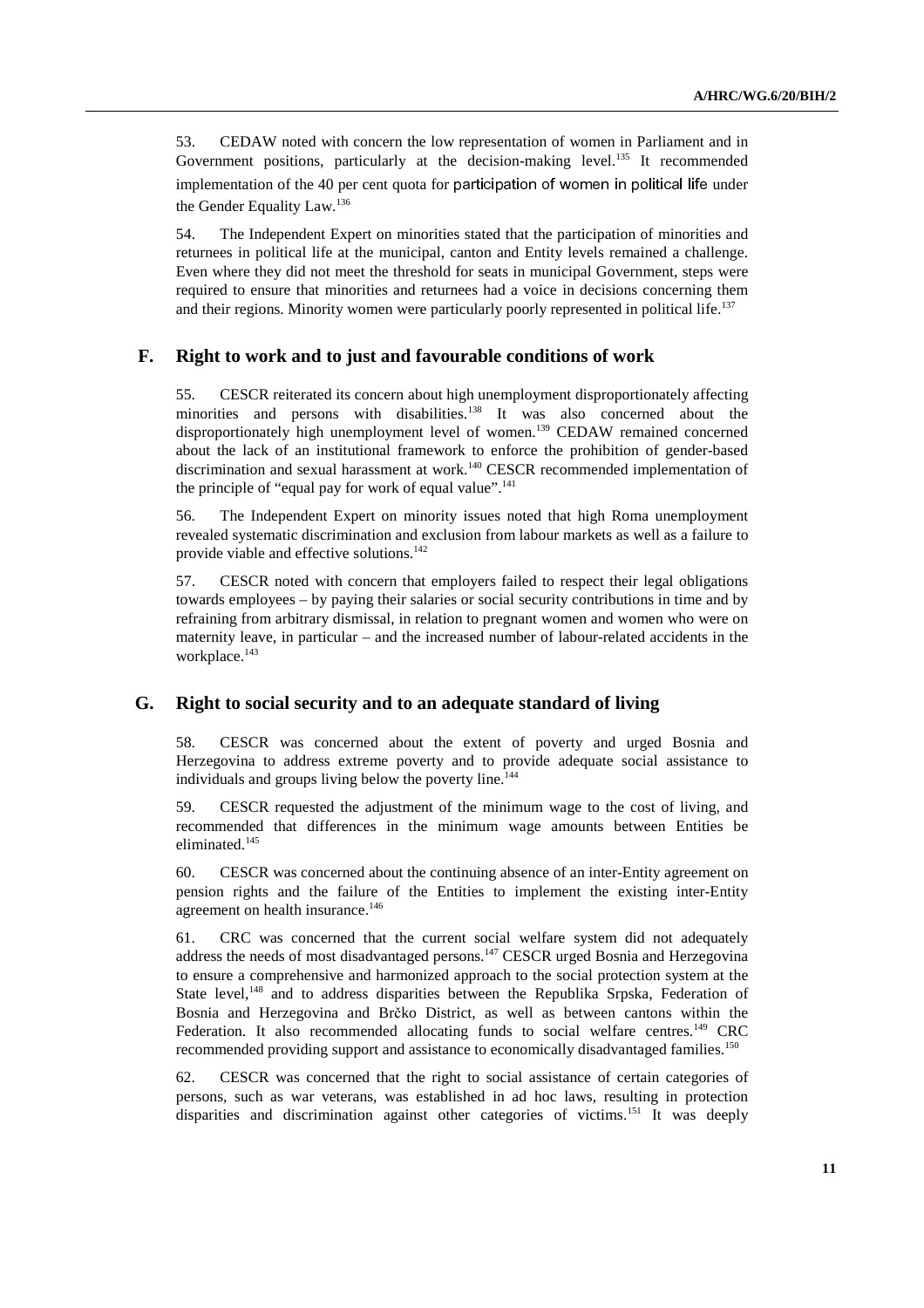53. CEDAW noted with concern the low representation of women in Parliament and in Government positions, particularly at the decision-making level.[135] It recommended implementation of the 40 per cent quota for participation of women in political life under the Gender Equality Law.[136]

54. The Independent Expert on minorities stated that the participation of minorities and returnees in political life at the municipal, canton and Entity levels remained a challenge. Even where they did not meet the threshold for seats in municipal Government, steps were required to ensure that minorities and returnees had a voice in decisions concerning them and their regions. Minority women were particularly poorly represented in political life.[137]

## F. Right to work and to just and favourable conditions of work

55. CESCR reiterated its concern about high unemployment disproportionately affecting minorities and persons with disabilities.[138] It was also concerned about the disproportionately high unemployment level of women.[139] CEDAW remained concerned about the lack of an institutional framework to enforce the prohibition of gender-based discrimination and sexual harassment at work.[140] CESCR recommended implementation of the principle of "equal pay for work of equal value".[141]

56. The Independent Expert on minority issues noted that high Roma unemployment revealed systematic discrimination and exclusion from labour markets as well as a failure to provide viable and effective solutions.[142]

57. CESCR noted with concern that employers failed to respect their legal obligations towards employees – by paying their salaries or social security contributions in time and by refraining from arbitrary dismissal, in relation to pregnant women and women who were on maternity leave, in particular – and the increased number of labour-related accidents in the workplace.[143]

## G. Right to social security and to an adequate standard of living

58. CESCR was concerned about the extent of poverty and urged Bosnia and Herzegovina to address extreme poverty and to provide adequate social assistance to individuals and groups living below the poverty line.[144]

59. CESCR requested the adjustment of the minimum wage to the cost of living, and recommended that differences in the minimum wage amounts between Entities be eliminated.[145]

60. CESCR was concerned about the continuing absence of an inter-Entity agreement on pension rights and the failure of the Entities to implement the existing inter-Entity agreement on health insurance.[146]

61. CRC was concerned that the current social welfare system did not adequately address the needs of most disadvantaged persons.[147] CESCR urged Bosnia and Herzegovina to ensure a comprehensive and harmonized approach to the social protection system at the State level,[148] and to address disparities between the Republika Srpska, Federation of Bosnia and Herzegovina and Brčko District, as well as between cantons within the Federation. It also recommended allocating funds to social welfare centres.[149] CRC recommended providing support and assistance to economically disadvantaged families.[150]

62. CESCR was concerned that the right to social assistance of certain categories of persons, such as war veterans, was established in ad hoc laws, resulting in protection disparities and discrimination against other categories of victims.[151] It was deeply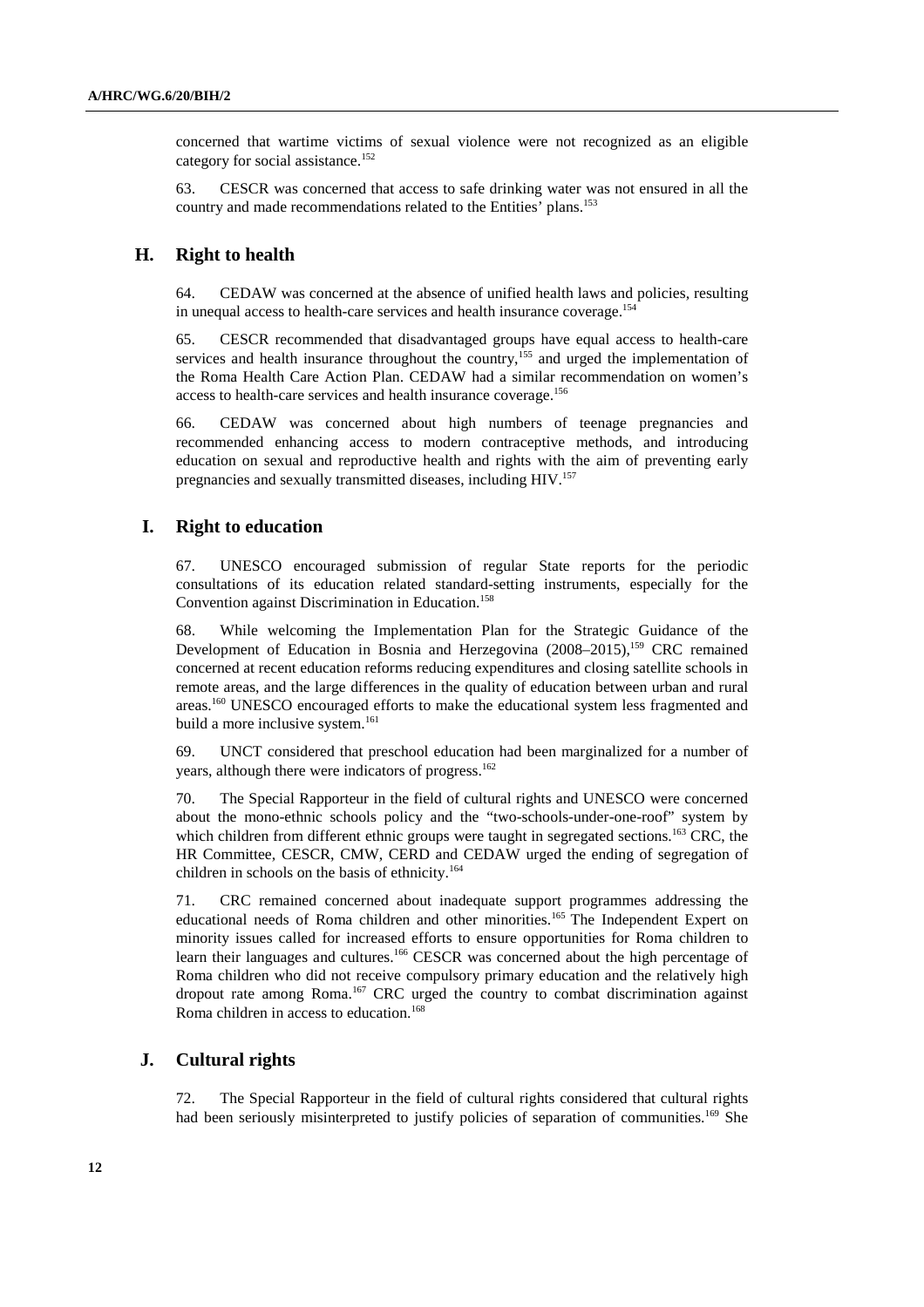concerned that wartime victims of sexual violence were not recognized as an eligible category for social assistance.[152]

63. CESCR was concerned that access to safe drinking water was not ensured in all the country and made recommendations related to the Entities' plans.[153]

## H. Right to health

64. CEDAW was concerned at the absence of unified health laws and policies, resulting in unequal access to health-care services and health insurance coverage.[154]

65. CESCR recommended that disadvantaged groups have equal access to health-care services and health insurance throughout the country,[155] and urged the implementation of the Roma Health Care Action Plan. CEDAW had a similar recommendation on women's access to health-care services and health insurance coverage.[156]

66. CEDAW was concerned about high numbers of teenage pregnancies and recommended enhancing access to modern contraceptive methods, and introducing education on sexual and reproductive health and rights with the aim of preventing early pregnancies and sexually transmitted diseases, including HIV.[157]

## I. Right to education

67. UNESCO encouraged submission of regular State reports for the periodic consultations of its education related standard-setting instruments, especially for the Convention against Discrimination in Education.[158]

68. While welcoming the Implementation Plan for the Strategic Guidance of the Development of Education in Bosnia and Herzegovina (2008–2015),[159] CRC remained concerned at recent education reforms reducing expenditures and closing satellite schools in remote areas, and the large differences in the quality of education between urban and rural areas.[160] UNESCO encouraged efforts to make the educational system less fragmented and build a more inclusive system.[161]

69. UNCT considered that preschool education had been marginalized for a number of years, although there were indicators of progress.[162]

70. The Special Rapporteur in the field of cultural rights and UNESCO were concerned about the mono-ethnic schools policy and the "two-schools-under-one-roof" system by which children from different ethnic groups were taught in segregated sections.[163] CRC, the HR Committee, CESCR, CMW, CERD and CEDAW urged the ending of segregation of children in schools on the basis of ethnicity.[164]

71. CRC remained concerned about inadequate support programmes addressing the educational needs of Roma children and other minorities.[165] The Independent Expert on minority issues called for increased efforts to ensure opportunities for Roma children to learn their languages and cultures.[166] CESCR was concerned about the high percentage of Roma children who did not receive compulsory primary education and the relatively high dropout rate among Roma.[167] CRC urged the country to combat discrimination against Roma children in access to education.[168]

## J. Cultural rights

72. The Special Rapporteur in the field of cultural rights considered that cultural rights had been seriously misinterpreted to justify policies of separation of communities.[169] She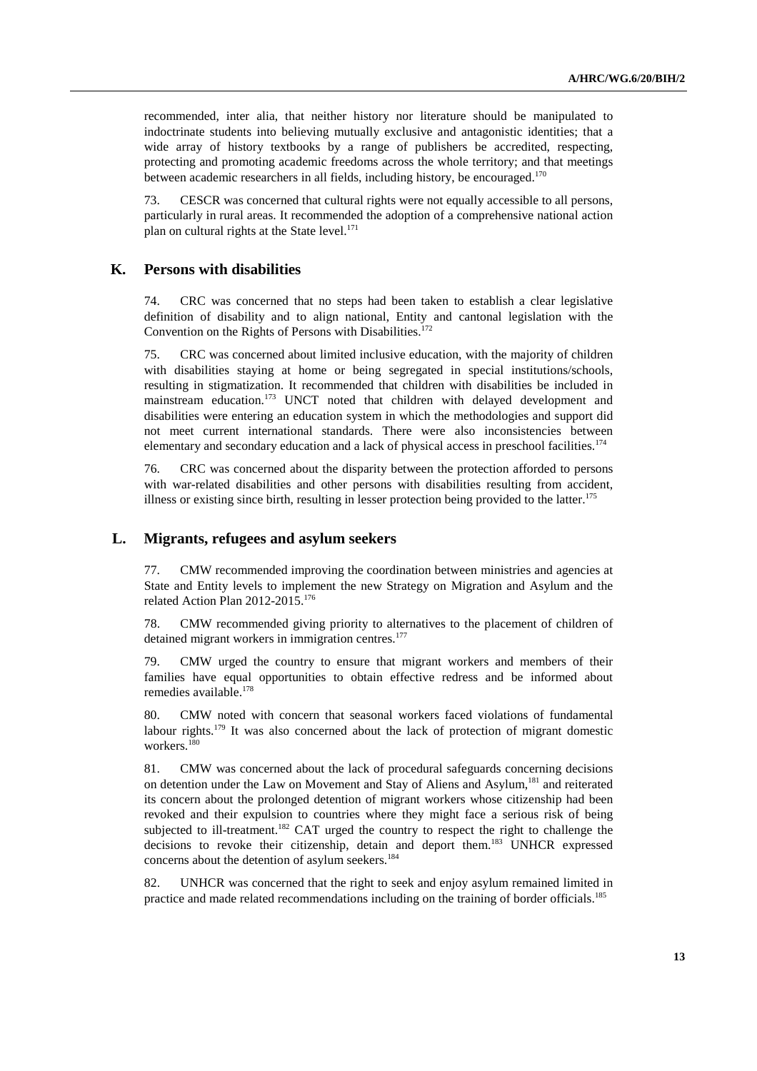recommended, inter alia, that neither history nor literature should be manipulated to indoctrinate students into believing mutually exclusive and antagonistic identities; that a wide array of history textbooks by a range of publishers be accredited, respecting, protecting and promoting academic freedoms across the whole territory; and that meetings between academic researchers in all fields, including history, be encouraged.[170]

73. CESCR was concerned that cultural rights were not equally accessible to all persons, particularly in rural areas. It recommended the adoption of a comprehensive national action plan on cultural rights at the State level.[171]

## K. Persons with disabilities

74. CRC was concerned that no steps had been taken to establish a clear legislative definition of disability and to align national, Entity and cantonal legislation with the Convention on the Rights of Persons with Disabilities.[172]

75. CRC was concerned about limited inclusive education, with the majority of children with disabilities staying at home or being segregated in special institutions/schools, resulting in stigmatization. It recommended that children with disabilities be included in mainstream education.[173] UNCT noted that children with delayed development and disabilities were entering an education system in which the methodologies and support did not meet current international standards. There were also inconsistencies between elementary and secondary education and a lack of physical access in preschool facilities.[174]

76. CRC was concerned about the disparity between the protection afforded to persons with war-related disabilities and other persons with disabilities resulting from accident, illness or existing since birth, resulting in lesser protection being provided to the latter.[175]

## L. Migrants, refugees and asylum seekers

77. CMW recommended improving the coordination between ministries and agencies at State and Entity levels to implement the new Strategy on Migration and Asylum and the related Action Plan 2012-2015.[176]

78. CMW recommended giving priority to alternatives to the placement of children of detained migrant workers in immigration centres.[177]

79. CMW urged the country to ensure that migrant workers and members of their families have equal opportunities to obtain effective redress and be informed about remedies available.[178]

80. CMW noted with concern that seasonal workers faced violations of fundamental labour rights.[179] It was also concerned about the lack of protection of migrant domestic workers.[180]

81. CMW was concerned about the lack of procedural safeguards concerning decisions on detention under the Law on Movement and Stay of Aliens and Asylum,[181] and reiterated its concern about the prolonged detention of migrant workers whose citizenship had been revoked and their expulsion to countries where they might face a serious risk of being subjected to ill-treatment.[182] CAT urged the country to respect the right to challenge the decisions to revoke their citizenship, detain and deport them.[183] UNHCR expressed concerns about the detention of asylum seekers.[184]

82. UNHCR was concerned that the right to seek and enjoy asylum remained limited in practice and made related recommendations including on the training of border officials.[185]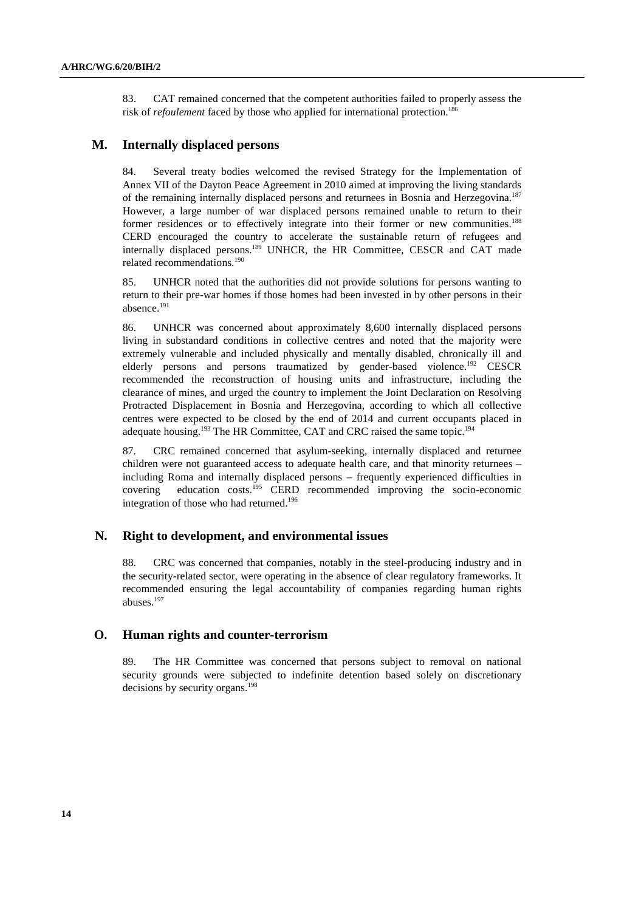83. CAT remained concerned that the competent authorities failed to properly assess the risk of *refoulement* faced by those who applied for international protection.[186]

## M. Internally displaced persons

84. Several treaty bodies welcomed the revised Strategy for the Implementation of Annex VII of the Dayton Peace Agreement in 2010 aimed at improving the living standards of the remaining internally displaced persons and returnees in Bosnia and Herzegovina.[187] However, a large number of war displaced persons remained unable to return to their former residences or to effectively integrate into their former or new communities.[188] CERD encouraged the country to accelerate the sustainable return of refugees and internally displaced persons.[189] UNHCR, the HR Committee, CESCR and CAT made related recommendations.[190]

85. UNHCR noted that the authorities did not provide solutions for persons wanting to return to their pre-war homes if those homes had been invested in by other persons in their absence.[191]

86. UNHCR was concerned about approximately 8,600 internally displaced persons living in substandard conditions in collective centres and noted that the majority were extremely vulnerable and included physically and mentally disabled, chronically ill and elderly persons and persons traumatized by gender-based violence.[192] CESCR recommended the reconstruction of housing units and infrastructure, including the clearance of mines, and urged the country to implement the Joint Declaration on Resolving Protracted Displacement in Bosnia and Herzegovina, according to which all collective centres were expected to be closed by the end of 2014 and current occupants placed in adequate housing.[193] The HR Committee, CAT and CRC raised the same topic.[194]

87. CRC remained concerned that asylum-seeking, internally displaced and returnee children were not guaranteed access to adequate health care, and that minority returnees – including Roma and internally displaced persons – frequently experienced difficulties in covering education costs.[195] CERD recommended improving the socio-economic integration of those who had returned.[196]

## N. Right to development, and environmental issues

88. CRC was concerned that companies, notably in the steel-producing industry and in the security-related sector, were operating in the absence of clear regulatory frameworks. It recommended ensuring the legal accountability of companies regarding human rights abuses.[197]

## O. Human rights and counter-terrorism

89. The HR Committee was concerned that persons subject to removal on national security grounds were subjected to indefinite detention based solely on discretionary decisions by security organs.[198]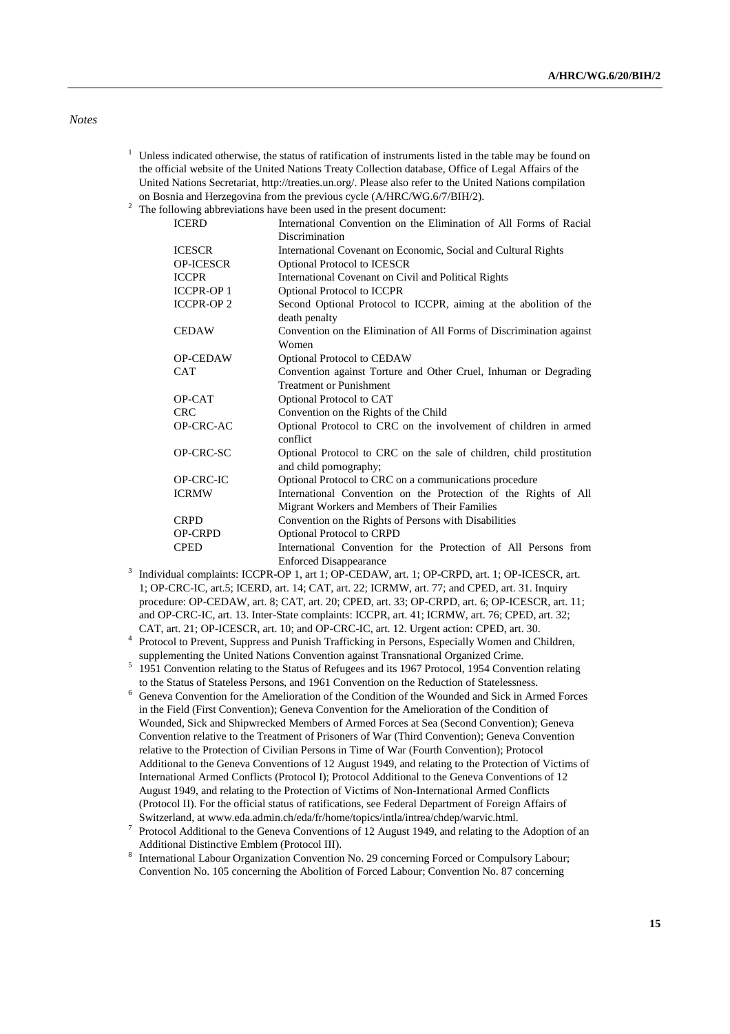*Notes*

[1] Unless indicated otherwise, the status of ratification of instruments listed in the table may be found on the official website of the United Nations Treaty Collection database, Office of Legal Affairs of the United Nations Secretariat, http://treaties.un.org/. Please also refer to the United Nations compilation on Bosnia and Herzegovina from the previous cycle (A/HRC/WG.6/7/BIH/2).

[2] The following abbreviations have been used in the present document:

| | |
|---|---|
| ICERD | International Convention on the Elimination of All Forms of Racial Discrimination |
| ICESCR | International Covenant on Economic, Social and Cultural Rights |
| OP-ICESCR | Optional Protocol to ICESCR |
| ICCPR | International Covenant on Civil and Political Rights |
| ICCPR-OP 1 | Optional Protocol to ICCPR |
| ICCPR-OP 2 | Second Optional Protocol to ICCPR, aiming at the abolition of the death penalty |
| CEDAW | Convention on the Elimination of All Forms of Discrimination against Women |
| OP-CEDAW | Optional Protocol to CEDAW |
| CAT | Convention against Torture and Other Cruel, Inhuman or Degrading Treatment or Punishment |
| OP-CAT | Optional Protocol to CAT |
| CRC | Convention on the Rights of the Child |
| OP-CRC-AC | Optional Protocol to CRC on the involvement of children in armed conflict |
| OP-CRC-SC | Optional Protocol to CRC on the sale of children, child prostitution and child pornography; |
| OP-CRC-IC | Optional Protocol to CRC on a communications procedure |
| ICRMW | International Convention on the Protection of the Rights of All Migrant Workers and Members of Their Families |
| CRPD | Convention on the Rights of Persons with Disabilities |
| OP-CRPD | Optional Protocol to CRPD |
| CPED | International Convention for the Protection of All Persons from Enforced Disappearance |

[3] Individual complaints: ICCPR-OP 1, art 1; OP-CEDAW, art. 1; OP-CRPD, art. 1; OP-ICESCR, art. 1; OP-CRC-IC, art.5; ICERD, art. 14; CAT, art. 22; ICRMW, art. 77; and CPED, art. 31. Inquiry procedure: OP-CEDAW, art. 8; CAT, art. 20; CPED, art. 33; OP-CRPD, art. 6; OP-ICESCR, art. 11; and OP-CRC-IC, art. 13. Inter-State complaints: ICCPR, art. 41; ICRMW, art. 76; CPED, art. 32; CAT, art. 21; OP-ICESCR, art. 10; and OP-CRC-IC, art. 12. Urgent action: CPED, art. 30.

[4] Protocol to Prevent, Suppress and Punish Trafficking in Persons, Especially Women and Children, supplementing the United Nations Convention against Transnational Organized Crime.

[5] 1951 Convention relating to the Status of Refugees and its 1967 Protocol, 1954 Convention relating to the Status of Stateless Persons, and 1961 Convention on the Reduction of Statelessness.

[6] Geneva Convention for the Amelioration of the Condition of the Wounded and Sick in Armed Forces in the Field (First Convention); Geneva Convention for the Amelioration of the Condition of Wounded, Sick and Shipwrecked Members of Armed Forces at Sea (Second Convention); Geneva Convention relative to the Treatment of Prisoners of War (Third Convention); Geneva Convention relative to the Protection of Civilian Persons in Time of War (Fourth Convention); Protocol Additional to the Geneva Conventions of 12 August 1949, and relating to the Protection of Victims of International Armed Conflicts (Protocol I); Protocol Additional to the Geneva Conventions of 12 August 1949, and relating to the Protection of Victims of Non-International Armed Conflicts (Protocol II). For the official status of ratifications, see Federal Department of Foreign Affairs of Switzerland, at www.eda.admin.ch/eda/fr/home/topics/intla/intrea/chdep/warvic.html.

[7] Protocol Additional to the Geneva Conventions of 12 August 1949, and relating to the Adoption of an Additional Distinctive Emblem (Protocol III).

[8] International Labour Organization Convention No. 29 concerning Forced or Compulsory Labour; Convention No. 105 concerning the Abolition of Forced Labour; Convention No. 87 concerning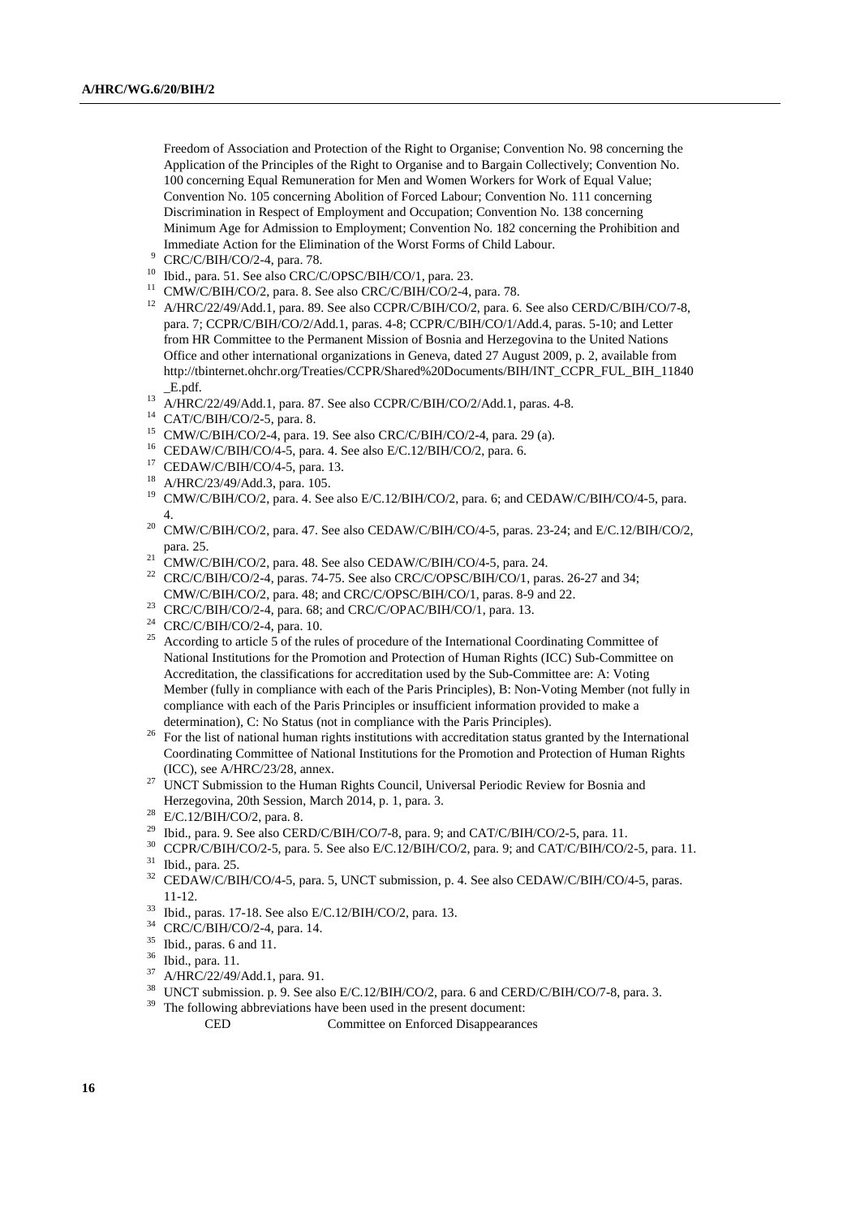Freedom of Association and Protection of the Right to Organise; Convention No. 98 concerning the Application of the Principles of the Right to Organise and to Bargain Collectively; Convention No. 100 concerning Equal Remuneration for Men and Women Workers for Work of Equal Value; Convention No. 105 concerning Abolition of Forced Labour; Convention No. 111 concerning Discrimination in Respect of Employment and Occupation; Convention No. 138 concerning Minimum Age for Admission to Employment; Convention No. 182 concerning the Prohibition and Immediate Action for the Elimination of the Worst Forms of Child Labour.

[9] CRC/C/BIH/CO/2-4, para. 78.

[10] Ibid., para. 51. See also CRC/C/OPSC/BIH/CO/1, para. 23.

[11] CMW/C/BIH/CO/2, para. 8. See also CRC/C/BIH/CO/2-4, para. 78.

[12] A/HRC/22/49/Add.1, para. 89. See also CCPR/C/BIH/CO/2, para. 6. See also CERD/C/BIH/CO/7-8, para. 7; CCPR/C/BIH/CO/2/Add.1, paras. 4-8; CCPR/C/BIH/CO/1/Add.4, paras. 5-10; and Letter from HR Committee to the Permanent Mission of Bosnia and Herzegovina to the United Nations Office and other international organizations in Geneva, dated 27 August 2009, p. 2, available from http://tbinternet.ohchr.org/Treaties/CCPR/Shared%20Documents/BIH/INT_CCPR_FUL_BIH_11840_E.pdf.

[13] A/HRC/22/49/Add.1, para. 87. See also CCPR/C/BIH/CO/2/Add.1, paras. 4-8.

[14] CAT/C/BIH/CO/2-5, para. 8.

[15] CMW/C/BIH/CO/2-4, para. 19. See also CRC/C/BIH/CO/2-4, para. 29 (a).

[16] CEDAW/C/BIH/CO/4-5, para. 4. See also E/C.12/BIH/CO/2, para. 6.

[17] CEDAW/C/BIH/CO/4-5, para. 13.

[18] A/HRC/23/49/Add.3, para. 105.

[19] CMW/C/BIH/CO/2, para. 4. See also E/C.12/BIH/CO/2, para. 6; and CEDAW/C/BIH/CO/4-5, para. 4.

[20] CMW/C/BIH/CO/2, para. 47. See also CEDAW/C/BIH/CO/4-5, paras. 23-24; and E/C.12/BIH/CO/2, para. 25.

[21] CMW/C/BIH/CO/2, para. 48. See also CEDAW/C/BIH/CO/4-5, para. 24.

[22] CRC/C/BIH/CO/2-4, paras. 74-75. See also CRC/C/OPSC/BIH/CO/1, paras. 26-27 and 34; CMW/C/BIH/CO/2, para. 48; and CRC/C/OPSC/BIH/CO/1, paras. 8-9 and 22.

[23] CRC/C/BIH/CO/2-4, para. 68; and CRC/C/OPAC/BIH/CO/1, para. 13.

[24] CRC/C/BIH/CO/2-4, para. 10.

[25] According to article 5 of the rules of procedure of the International Coordinating Committee of National Institutions for the Promotion and Protection of Human Rights (ICC) Sub-Committee on Accreditation, the classifications for accreditation used by the Sub-Committee are: A: Voting Member (fully in compliance with each of the Paris Principles), B: Non-Voting Member (not fully in compliance with each of the Paris Principles or insufficient information provided to make a determination), C: No Status (not in compliance with the Paris Principles).

[26] For the list of national human rights institutions with accreditation status granted by the International Coordinating Committee of National Institutions for the Promotion and Protection of Human Rights (ICC), see A/HRC/23/28, annex.

[27] UNCT Submission to the Human Rights Council, Universal Periodic Review for Bosnia and Herzegovina, 20th Session, March 2014, p. 1, para. 3.

[28] E/C.12/BIH/CO/2, para. 8.

[29] Ibid., para. 9. See also CERD/C/BIH/CO/7-8, para. 9; and CAT/C/BIH/CO/2-5, para. 11.

[30] CCPR/C/BIH/CO/2-5, para. 5. See also E/C.12/BIH/CO/2, para. 9; and CAT/C/BIH/CO/2-5, para. 11.

[31] Ibid., para. 25.

[32] CEDAW/C/BIH/CO/4-5, para. 5, UNCT submission, p. 4. See also CEDAW/C/BIH/CO/4-5, paras. 11-12.

[33] Ibid., paras. 17-18. See also E/C.12/BIH/CO/2, para. 13.

[34] CRC/C/BIH/CO/2-4, para. 14.

[35] Ibid., paras. 6 and 11.

[36] Ibid., para. 11.

[37] A/HRC/22/49/Add.1, para. 91.

[38] UNCT submission. p. 9. See also E/C.12/BIH/CO/2, para. 6 and CERD/C/BIH/CO/7-8, para. 3.

[39] The following abbreviations have been used in the present document:

| | |
|---|---|
| CED | Committee on Enforced Disappearances |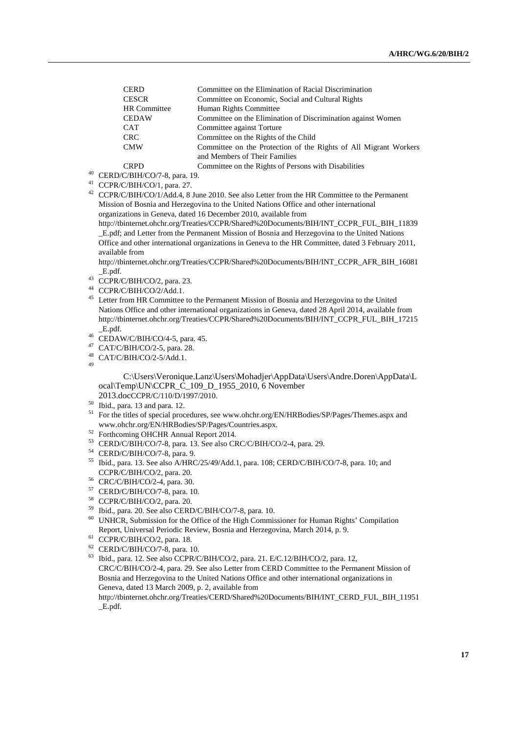| | |
|---|---|
| CERD | Committee on the Elimination of Racial Discrimination |
| CESCR | Committee on Economic, Social and Cultural Rights |
| HR Committee | Human Rights Committee |
| CEDAW | Committee on the Elimination of Discrimination against Women |
| CAT | Committee against Torture |
| CRC | Committee on the Rights of the Child |
| CMW | Committee on the Protection of the Rights of All Migrant Workers and Members of Their Families |
| CRPD | Committee on the Rights of Persons with Disabilities |

[40] CERD/C/BIH/CO/7-8, para. 19.

[41] CCPR/C/BIH/CO/1, para. 27.

[42] CCPR/C/BIH/CO/1/Add.4, 8 June 2010. See also Letter from the HR Committee to the Permanent Mission of Bosnia and Herzegovina to the United Nations Office and other international organizations in Geneva, dated 16 December 2010, available from http://tbinternet.ohchr.org/Treaties/CCPR/Shared%20Documents/BIH/INT_CCPR_FUL_BIH_11839_E.pdf; and Letter from the Permanent Mission of Bosnia and Herzegovina to the United Nations Office and other international organizations in Geneva to the HR Committee, dated 3 February 2011, available from http://tbinternet.ohchr.org/Treaties/CCPR/Shared%20Documents/BIH/INT_CCPR_AFR_BIH_16081_E.pdf.

[43] CCPR/C/BIH/CO/2, para. 23.

[44] CCPR/C/BIH/CO/2/Add.1.

[45] Letter from HR Committee to the Permanent Mission of Bosnia and Herzegovina to the United Nations Office and other international organizations in Geneva, dated 28 April 2014, available from http://tbinternet.ohchr.org/Treaties/CCPR/Shared%20Documents/BIH/INT_CCPR_FUL_BIH_17215_E.pdf.

[46] CEDAW/C/BIH/CO/4-5, para. 45.

[47] CAT/C/BIH/CO/2-5, para. 28.

[48] CAT/C/BIH/CO/2-5/Add.1.

[49] C:\Users\Veronique.Lanz\Users\Mohadjer\AppData\Users\Andre.Doren\AppData\Local\Temp\UN\CCPR_C_109_D_1955_2010, 6 November 2013.docCCPR/C/110/D/1997/2010.

[50] Ibid., para. 13 and para. 12.

[51] For the titles of special procedures, see www.ohchr.org/EN/HRBodies/SP/Pages/Themes.aspx and www.ohchr.org/EN/HRBodies/SP/Pages/Countries.aspx.

[52] Forthcoming OHCHR Annual Report 2014.

[53] CERD/C/BIH/CO/7-8, para. 13. See also CRC/C/BIH/CO/2-4, para. 29.

[54] CERD/C/BIH/CO/7-8, para. 9.

[55] Ibid., para. 13. See also A/HRC/25/49/Add.1, para. 108; CERD/C/BIH/CO/7-8, para. 10; and CCPR/C/BIH/CO/2, para. 20.

[56] CRC/C/BIH/CO/2-4, para. 30.

[57] CERD/C/BIH/CO/7-8, para. 10.

[58] CCPR/C/BIH/CO/2, para. 20.

[59] Ibid., para. 20. See also CERD/C/BIH/CO/7-8, para. 10.

[60] UNHCR, Submission for the Office of the High Commissioner for Human Rights' Compilation Report, Universal Periodic Review, Bosnia and Herzegovina, March 2014, p. 9.

[61] CCPR/C/BIH/CO/2, para. 18.

[62] CERD/C/BIH/CO/7-8, para. 10.

[63] Ibid., para. 12. See also CCPR/C/BIH/CO/2, para. 21. E/C.12/BIH/CO/2, para. 12, CRC/C/BIH/CO/2-4, para. 29. See also Letter from CERD Committee to the Permanent Mission of Bosnia and Herzegovina to the United Nations Office and other international organizations in Geneva, dated 13 March 2009, p. 2, available from http://tbinternet.ohchr.org/Treaties/CERD/Shared%20Documents/BIH/INT_CERD_FUL_BIH_11951_E.pdf.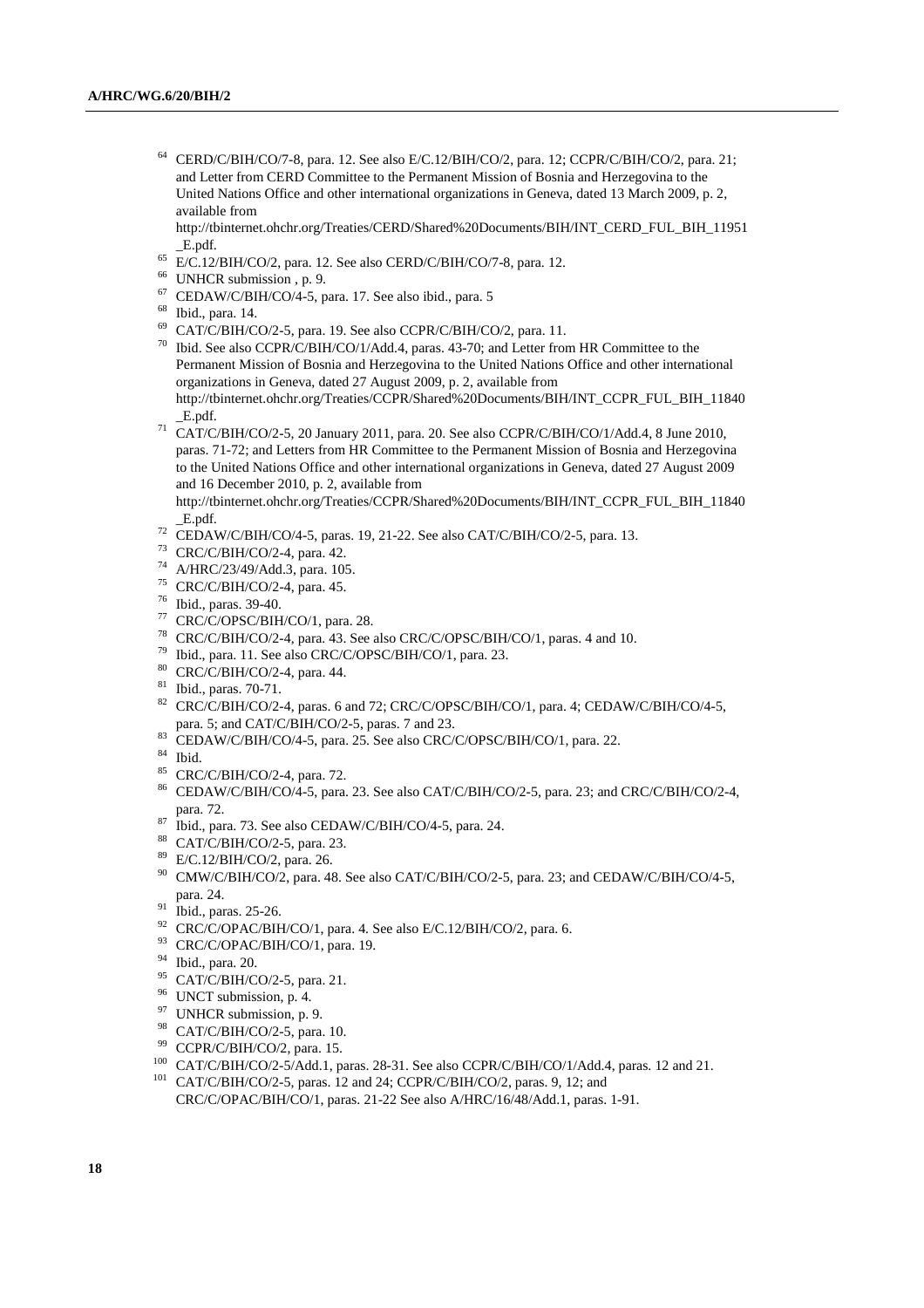[64] CERD/C/BIH/CO/7-8, para. 12. See also E/C.12/BIH/CO/2, para. 12; CCPR/C/BIH/CO/2, para. 21; and Letter from CERD Committee to the Permanent Mission of Bosnia and Herzegovina to the United Nations Office and other international organizations in Geneva, dated 13 March 2009, p. 2, available from http://tbinternet.ohchr.org/Treaties/CERD/Shared%20Documents/BIH/INT_CERD_FUL_BIH_11951_E.pdf.

[65] E/C.12/BIH/CO/2, para. 12. See also CERD/C/BIH/CO/7-8, para. 12.

[66] UNHCR submission , p. 9.

[67] CEDAW/C/BIH/CO/4-5, para. 17. See also ibid., para. 5

[68] Ibid., para. 14.

[69] CAT/C/BIH/CO/2-5, para. 19. See also CCPR/C/BIH/CO/2, para. 11.

[70] Ibid. See also CCPR/C/BIH/CO/1/Add.4, paras. 43-70; and Letter from HR Committee to the Permanent Mission of Bosnia and Herzegovina to the United Nations Office and other international organizations in Geneva, dated 27 August 2009, p. 2, available from http://tbinternet.ohchr.org/Treaties/CCPR/Shared%20Documents/BIH/INT_CCPR_FUL_BIH_11840_E.pdf.

[71] CAT/C/BIH/CO/2-5, 20 January 2011, para. 20. See also CCPR/C/BIH/CO/1/Add.4, 8 June 2010, paras. 71-72; and Letters from HR Committee to the Permanent Mission of Bosnia and Herzegovina to the United Nations Office and other international organizations in Geneva, dated 27 August 2009 and 16 December 2010, p. 2, available from http://tbinternet.ohchr.org/Treaties/CCPR/Shared%20Documents/BIH/INT_CCPR_FUL_BIH_11840_E.pdf.

[72] CEDAW/C/BIH/CO/4-5, paras. 19, 21-22. See also CAT/C/BIH/CO/2-5, para. 13.

[73] CRC/C/BIH/CO/2-4, para. 42.

[74] A/HRC/23/49/Add.3, para. 105.

[75] CRC/C/BIH/CO/2-4, para. 45.

[76] Ibid., paras. 39-40.

[77] CRC/C/OPSC/BIH/CO/1, para. 28.

[78] CRC/C/BIH/CO/2-4, para. 43. See also CRC/C/OPSC/BIH/CO/1, paras. 4 and 10.

[79] Ibid., para. 11. See also CRC/C/OPSC/BIH/CO/1, para. 23.

[80] CRC/C/BIH/CO/2-4, para. 44.

[81] Ibid., paras. 70-71.

[82] CRC/C/BIH/CO/2-4, paras. 6 and 72; CRC/C/OPSC/BIH/CO/1, para. 4; CEDAW/C/BIH/CO/4-5, para. 5; and CAT/C/BIH/CO/2-5, paras. 7 and 23.

[83] CEDAW/C/BIH/CO/4-5, para. 25. See also CRC/C/OPSC/BIH/CO/1, para. 22.

[84] Ibid.

[85] CRC/C/BIH/CO/2-4, para. 72.

[86] CEDAW/C/BIH/CO/4-5, para. 23. See also CAT/C/BIH/CO/2-5, para. 23; and CRC/C/BIH/CO/2-4, para. 72.

[87] Ibid., para. 73. See also CEDAW/C/BIH/CO/4-5, para. 24.

[88] CAT/C/BIH/CO/2-5, para. 23.

[89] E/C.12/BIH/CO/2, para. 26.

[90] CMW/C/BIH/CO/2, para. 48. See also CAT/C/BIH/CO/2-5, para. 23; and CEDAW/C/BIH/CO/4-5, para. 24.

[91] Ibid., paras. 25-26.

[92] CRC/C/OPAC/BIH/CO/1, para. 4. See also E/C.12/BIH/CO/2, para. 6.

[93] CRC/C/OPAC/BIH/CO/1, para. 19.

[94] Ibid., para. 20.

[95] CAT/C/BIH/CO/2-5, para. 21.

[96] UNCT submission, p. 4.

[97] UNHCR submission, p. 9.

[98] CAT/C/BIH/CO/2-5, para. 10.

[99] CCPR/C/BIH/CO/2, para. 15.

[100] CAT/C/BIH/CO/2-5/Add.1, paras. 28-31. See also CCPR/C/BIH/CO/1/Add.4, paras. 12 and 21.

[101] CAT/C/BIH/CO/2-5, paras. 12 and 24; CCPR/C/BIH/CO/2, paras. 9, 12; and CRC/C/OPAC/BIH/CO/1, paras. 21-22 See also A/HRC/16/48/Add.1, paras. 1-91.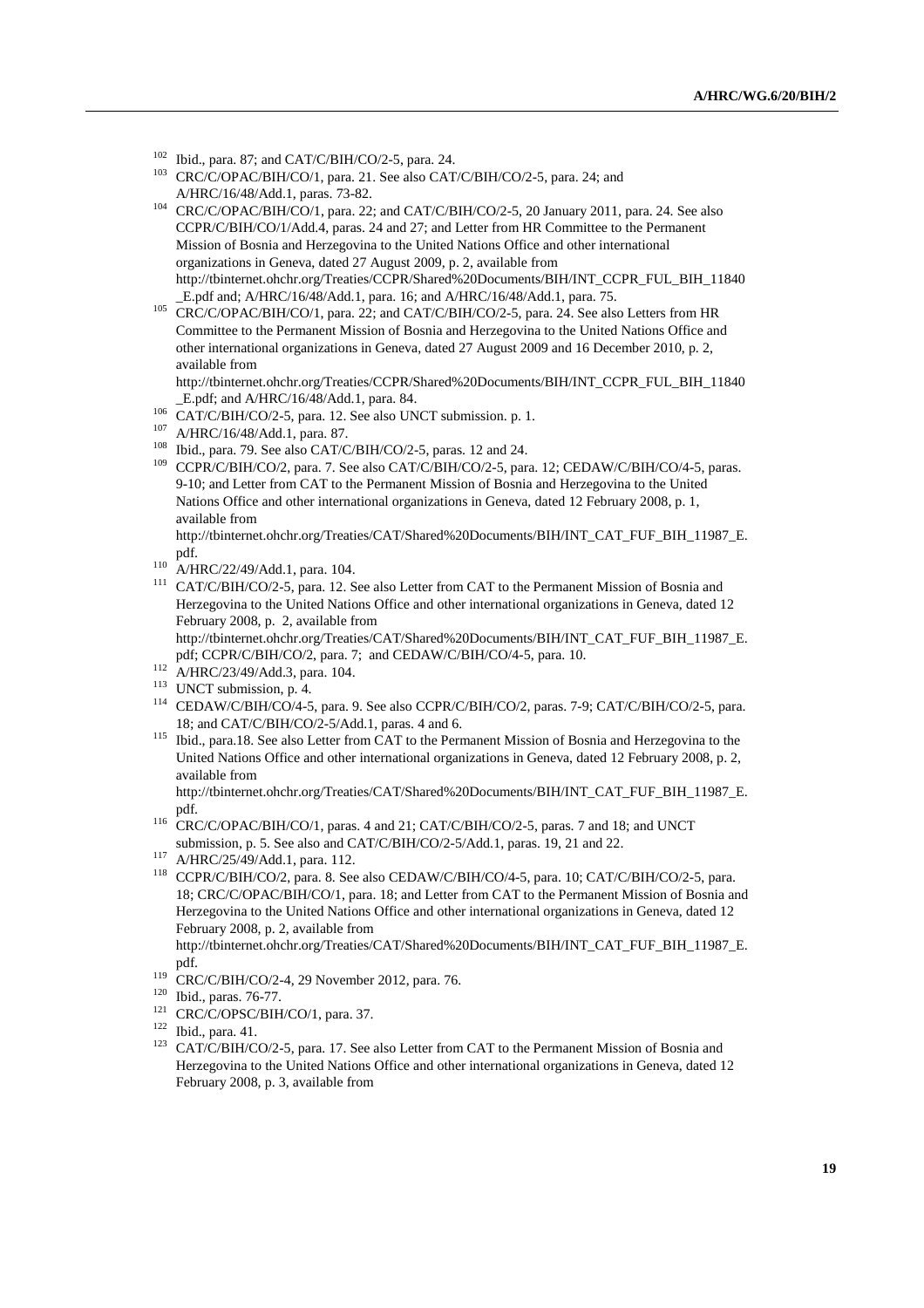[102] Ibid., para. 87; and CAT/C/BIH/CO/2-5, para. 24.

[103] CRC/C/OPAC/BIH/CO/1, para. 21. See also CAT/C/BIH/CO/2-5, para. 24; and A/HRC/16/48/Add.1, paras. 73-82.

[104] CRC/C/OPAC/BIH/CO/1, para. 22; and CAT/C/BIH/CO/2-5, 20 January 2011, para. 24. See also CCPR/C/BIH/CO/1/Add.4, paras. 24 and 27; and Letter from HR Committee to the Permanent Mission of Bosnia and Herzegovina to the United Nations Office and other international organizations in Geneva, dated 27 August 2009, p. 2, available from http://tbinternet.ohchr.org/Treaties/CCPR/Shared%20Documents/BIH/INT_CCPR_FUL_BIH_11840_E.pdf and; A/HRC/16/48/Add.1, para. 16; and A/HRC/16/48/Add.1, para. 75.

[105] CRC/C/OPAC/BIH/CO/1, para. 22; and CAT/C/BIH/CO/2-5, para. 24. See also Letters from HR Committee to the Permanent Mission of Bosnia and Herzegovina to the United Nations Office and other international organizations in Geneva, dated 27 August 2009 and 16 December 2010, p. 2, available from http://tbinternet.ohchr.org/Treaties/CCPR/Shared%20Documents/BIH/INT_CCPR_FUL_BIH_11840_E.pdf; and A/HRC/16/48/Add.1, para. 84.

[106] CAT/C/BIH/CO/2-5, para. 12. See also UNCT submission. p. 1.

[107] A/HRC/16/48/Add.1, para. 87.

[108] Ibid., para. 79. See also CAT/C/BIH/CO/2-5, paras. 12 and 24.

[109] CCPR/C/BIH/CO/2, para. 7. See also CAT/C/BIH/CO/2-5, para. 12; CEDAW/C/BIH/CO/4-5, paras. 9-10; and Letter from CAT to the Permanent Mission of Bosnia and Herzegovina to the United Nations Office and other international organizations in Geneva, dated 12 February 2008, p. 1, available from http://tbinternet.ohchr.org/Treaties/CAT/Shared%20Documents/BIH/INT_CAT_FUF_BIH_11987_E.pdf.

[110] A/HRC/22/49/Add.1, para. 104.

[111] CAT/C/BIH/CO/2-5, para. 12. See also Letter from CAT to the Permanent Mission of Bosnia and Herzegovina to the United Nations Office and other international organizations in Geneva, dated 12 February 2008, p. 2, available from http://tbinternet.ohchr.org/Treaties/CAT/Shared%20Documents/BIH/INT_CAT_FUF_BIH_11987_E.pdf; CCPR/C/BIH/CO/2, para. 7; and CEDAW/C/BIH/CO/4-5, para. 10.

[112] A/HRC/23/49/Add.3, para. 104.

[113] UNCT submission, p. 4.

[114] CEDAW/C/BIH/CO/4-5, para. 9. See also CCPR/C/BIH/CO/2, paras. 7-9; CAT/C/BIH/CO/2-5, para. 18; and CAT/C/BIH/CO/2-5/Add.1, paras. 4 and 6.

[115] Ibid., para.18. See also Letter from CAT to the Permanent Mission of Bosnia and Herzegovina to the United Nations Office and other international organizations in Geneva, dated 12 February 2008, p. 2, available from http://tbinternet.ohchr.org/Treaties/CAT/Shared%20Documents/BIH/INT_CAT_FUF_BIH_11987_E.pdf.

[116] CRC/C/OPAC/BIH/CO/1, paras. 4 and 21; CAT/C/BIH/CO/2-5, paras. 7 and 18; and UNCT submission, p. 5. See also and CAT/C/BIH/CO/2-5/Add.1, paras. 19, 21 and 22.

[117] A/HRC/25/49/Add.1, para. 112.

[118] CCPR/C/BIH/CO/2, para. 8. See also CEDAW/C/BIH/CO/4-5, para. 10; CAT/C/BIH/CO/2-5, para. 18; CRC/C/OPAC/BIH/CO/1, para. 18; and Letter from CAT to the Permanent Mission of Bosnia and Herzegovina to the United Nations Office and other international organizations in Geneva, dated 12 February 2008, p. 2, available from http://tbinternet.ohchr.org/Treaties/CAT/Shared%20Documents/BIH/INT_CAT_FUF_BIH_11987_E.pdf.

[119] CRC/C/BIH/CO/2-4, 29 November 2012, para. 76.

[120] Ibid., paras. 76-77.

[121] CRC/C/OPSC/BIH/CO/1, para. 37.

[122] Ibid., para. 41.

[123] CAT/C/BIH/CO/2-5, para. 17. See also Letter from CAT to the Permanent Mission of Bosnia and Herzegovina to the United Nations Office and other international organizations in Geneva, dated 12 February 2008, p. 3, available from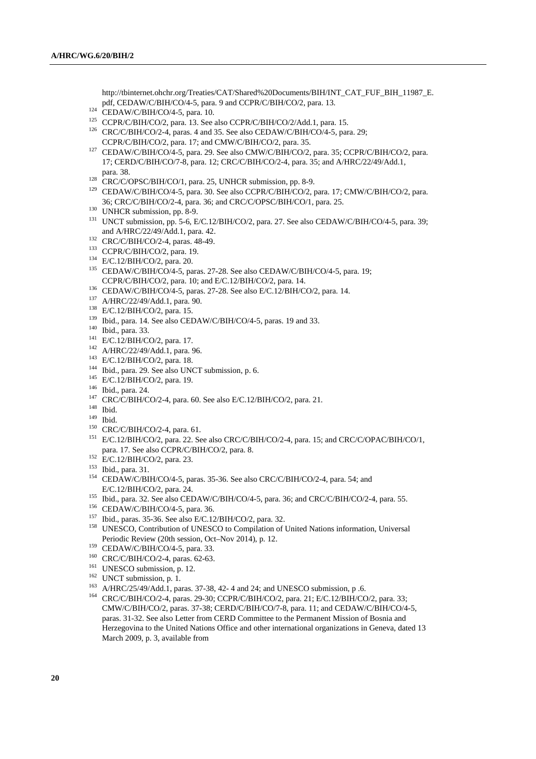http://tbinternet.ohchr.org/Treaties/CAT/Shared%20Documents/BIH/INT_CAT_FUF_BIH_11987_E.pdf, CEDAW/C/BIH/CO/4-5, para. 9 and CCPR/C/BIH/CO/2, para. 13.

[124] CEDAW/C/BIH/CO/4-5, para. 10.

[125] CCPR/C/BIH/CO/2, para. 13. See also CCPR/C/BIH/CO/2/Add.1, para. 15.

[126] CRC/C/BIH/CO/2-4, paras. 4 and 35. See also CEDAW/C/BIH/CO/4-5, para. 29; CCPR/C/BIH/CO/2, para. 17; and CMW/C/BIH/CO/2, para. 35.

[127] CEDAW/C/BIH/CO/4-5, para. 29. See also CMW/C/BIH/CO/2, para. 35; CCPR/C/BIH/CO/2, para. 17; CERD/C/BIH/CO/7-8, para. 12; CRC/C/BIH/CO/2-4, para. 35; and A/HRC/22/49/Add.1, para. 38.

[128] CRC/C/OPSC/BIH/CO/1, para. 25, UNHCR submission, pp. 8-9.

[129] CEDAW/C/BIH/CO/4-5, para. 30. See also CCPR/C/BIH/CO/2, para. 17; CMW/C/BIH/CO/2, para. 36; CRC/C/BIH/CO/2-4, para. 36; and CRC/C/OPSC/BIH/CO/1, para. 25.

[130] UNHCR submission, pp. 8-9.

[131] UNCT submission, pp. 5-6, E/C.12/BIH/CO/2, para. 27. See also CEDAW/C/BIH/CO/4-5, para. 39; and A/HRC/22/49/Add.1, para. 42.

[132] CRC/C/BIH/CO/2-4, paras. 48-49.

[133] CCPR/C/BIH/CO/2, para. 19.

[134] E/C.12/BIH/CO/2, para. 20.

[135] CEDAW/C/BIH/CO/4-5, paras. 27-28. See also CEDAW/C/BIH/CO/4-5, para. 19; CCPR/C/BIH/CO/2, para. 10; and E/C.12/BIH/CO/2, para. 14.

[136] CEDAW/C/BIH/CO/4-5, paras. 27-28. See also E/C.12/BIH/CO/2, para. 14.

[137] A/HRC/22/49/Add.1, para. 90.

[138] E/C.12/BIH/CO/2, para. 15.

[139] Ibid., para. 14. See also CEDAW/C/BIH/CO/4-5, paras. 19 and 33.

[140] Ibid., para. 33.

[141] E/C.12/BIH/CO/2, para. 17.

[142] A/HRC/22/49/Add.1, para. 96.

[143] E/C.12/BIH/CO/2, para. 18.

[144] Ibid., para. 29. See also UNCT submission, p. 6.

[145] E/C.12/BIH/CO/2, para. 19.

[146] Ibid., para. 24.

[147] CRC/C/BIH/CO/2-4, para. 60. See also E/C.12/BIH/CO/2, para. 21.

[148] Ibid.

[149] Ibid.

[150] CRC/C/BIH/CO/2-4, para. 61.

[151] E/C.12/BIH/CO/2, para. 22. See also CRC/C/BIH/CO/2-4, para. 15; and CRC/C/OPAC/BIH/CO/1, para. 17. See also CCPR/C/BIH/CO/2, para. 8.

[152] E/C.12/BIH/CO/2, para. 23.

[153] Ibid., para. 31.

[154] CEDAW/C/BIH/CO/4-5, paras. 35-36. See also CRC/C/BIH/CO/2-4, para. 54; and E/C.12/BIH/CO/2, para. 24.

[155] Ibid., para. 32. See also CEDAW/C/BIH/CO/4-5, para. 36; and CRC/C/BIH/CO/2-4, para. 55.

[156] CEDAW/C/BIH/CO/4-5, para. 36.

[157] Ibid., paras. 35-36. See also E/C.12/BIH/CO/2, para. 32.

[158] UNESCO, Contribution of UNESCO to Compilation of United Nations information, Universal Periodic Review (20th session, Oct–Nov 2014), p. 12.

[159] CEDAW/C/BIH/CO/4-5, para. 33.

[160] CRC/C/BIH/CO/2-4, paras. 62-63.

[161] UNESCO submission, p. 12.

[162] UNCT submission, p. 1.

[163] A/HRC/25/49/Add.1, paras. 37-38, 42- 4 and 24; and UNESCO submission, p .6.

[164] CRC/C/BIH/CO/2-4, paras. 29-30; CCPR/C/BIH/CO/2, para. 21; E/C.12/BIH/CO/2, para. 33; CMW/C/BIH/CO/2, paras. 37-38; CERD/C/BIH/CO/7-8, para. 11; and CEDAW/C/BIH/CO/4-5, paras. 31-32. See also Letter from CERD Committee to the Permanent Mission of Bosnia and Herzegovina to the United Nations Office and other international organizations in Geneva, dated 13 March 2009, p. 3, available from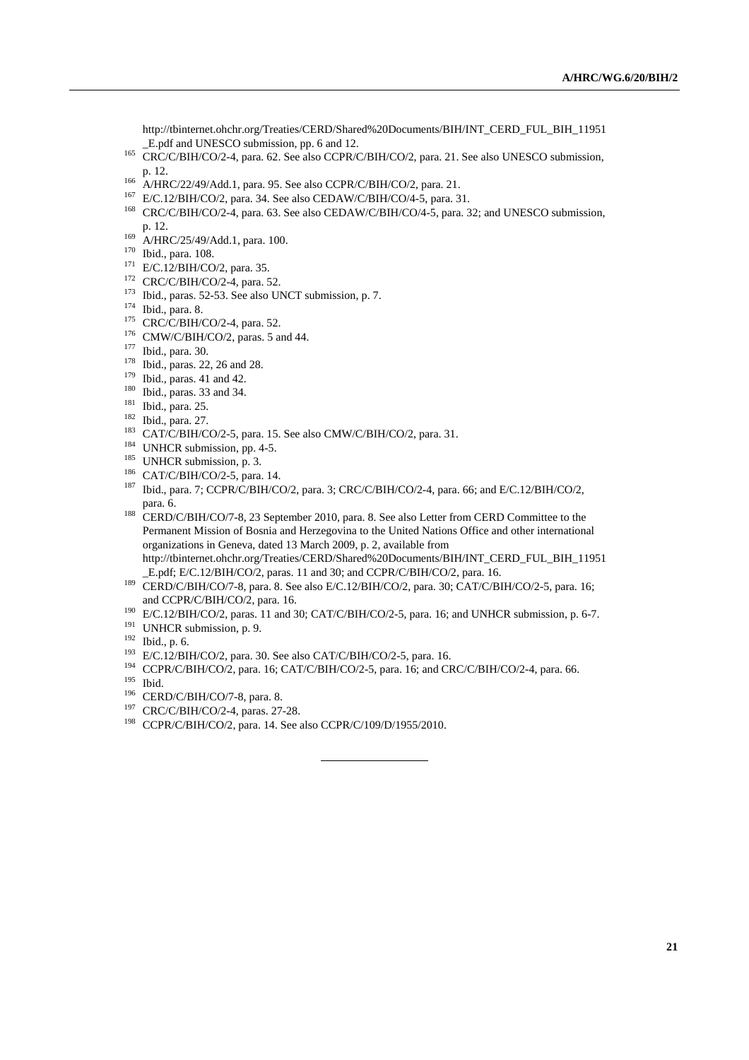http://tbinternet.ohchr.org/Treaties/CERD/Shared%20Documents/BIH/INT_CERD_FUL_BIH_11951_E.pdf and UNESCO submission, pp. 6 and 12.

[165] CRC/C/BIH/CO/2-4, para. 62. See also CCPR/C/BIH/CO/2, para. 21. See also UNESCO submission, p. 12.

[166] A/HRC/22/49/Add.1, para. 95. See also CCPR/C/BIH/CO/2, para. 21.

[167] E/C.12/BIH/CO/2, para. 34. See also CEDAW/C/BIH/CO/4-5, para. 31.

[168] CRC/C/BIH/CO/2-4, para. 63. See also CEDAW/C/BIH/CO/4-5, para. 32; and UNESCO submission, p. 12.

[169] A/HRC/25/49/Add.1, para. 100.

[170] Ibid., para. 108.

[171] E/C.12/BIH/CO/2, para. 35.

[172] CRC/C/BIH/CO/2-4, para. 52.

[173] Ibid., paras. 52-53. See also UNCT submission, p. 7.

[174] Ibid., para. 8.

[175] CRC/C/BIH/CO/2-4, para. 52.

[176] CMW/C/BIH/CO/2, paras. 5 and 44.

[177] Ibid., para. 30.

[178] Ibid., paras. 22, 26 and 28.

[179] Ibid., paras. 41 and 42.

[180] Ibid., paras. 33 and 34.

[181] Ibid., para. 25.

[182] Ibid., para. 27.

[183] CAT/C/BIH/CO/2-5, para. 15. See also CMW/C/BIH/CO/2, para. 31.

[184] UNHCR submission, pp. 4-5.

[185] UNHCR submission, p. 3.

[186] CAT/C/BIH/CO/2-5, para. 14.

[187] Ibid., para. 7; CCPR/C/BIH/CO/2, para. 3; CRC/C/BIH/CO/2-4, para. 66; and E/C.12/BIH/CO/2, para. 6.

[188] CERD/C/BIH/CO/7-8, 23 September 2010, para. 8. See also Letter from CERD Committee to the Permanent Mission of Bosnia and Herzegovina to the United Nations Office and other international organizations in Geneva, dated 13 March 2009, p. 2, available from http://tbinternet.ohchr.org/Treaties/CERD/Shared%20Documents/BIH/INT_CERD_FUL_BIH_11951_E.pdf; E/C.12/BIH/CO/2, paras. 11 and 30; and CCPR/C/BIH/CO/2, para. 16.

[189] CERD/C/BIH/CO/7-8, para. 8. See also E/C.12/BIH/CO/2, para. 30; CAT/C/BIH/CO/2-5, para. 16; and CCPR/C/BIH/CO/2, para. 16.

[190] E/C.12/BIH/CO/2, paras. 11 and 30; CAT/C/BIH/CO/2-5, para. 16; and UNHCR submission, p. 6-7.

[191] UNHCR submission, p. 9.

[192] Ibid., p. 6.

[193] E/C.12/BIH/CO/2, para. 30. See also CAT/C/BIH/CO/2-5, para. 16.

[194] CCPR/C/BIH/CO/2, para. 16; CAT/C/BIH/CO/2-5, para. 16; and CRC/C/BIH/CO/2-4, para. 66.

[195] Ibid.

[196] CERD/C/BIH/CO/7-8, para. 8.

[197] CRC/C/BIH/CO/2-4, paras. 27-28.

[198] CCPR/C/BIH/CO/2, para. 14. See also CCPR/C/109/D/1955/2010.